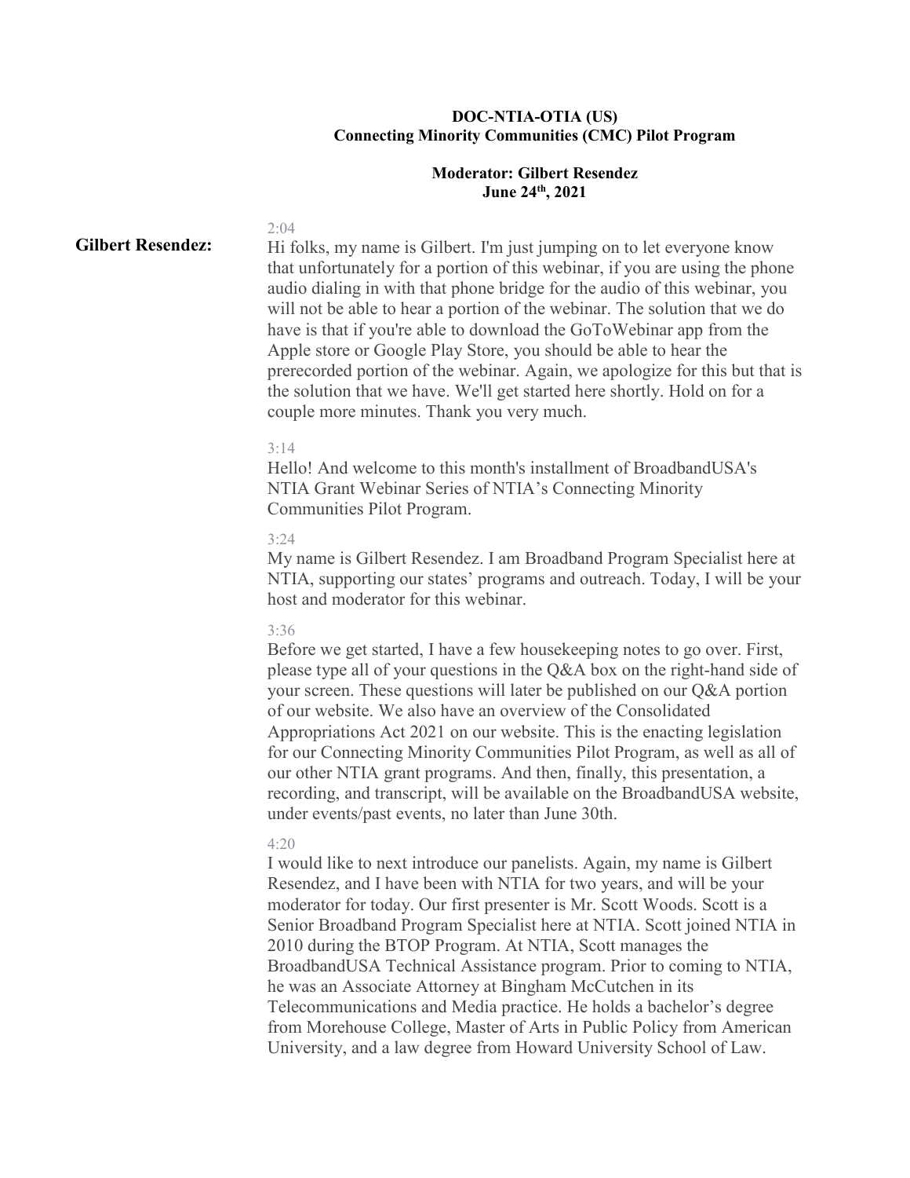**DOC-NTIA-OTIA (US)**
**Connecting Minority Communities (CMC) Pilot Program**

**Moderator: Gilbert Resendez**
**June 24th, 2021**

**Gilbert Resendez:**

2:04
Hi folks, my name is Gilbert. I'm just jumping on to let everyone know that unfortunately for a portion of this webinar, if you are using the phone audio dialing in with that phone bridge for the audio of this webinar, you will not be able to hear a portion of the webinar. The solution that we do have is that if you're able to download the GoToWebinar app from the Apple store or Google Play Store, you should be able to hear the prerecorded portion of the webinar. Again, we apologize for this but that is the solution that we have. We'll get started here shortly. Hold on for a couple more minutes. Thank you very much.

3:14
Hello! And welcome to this month's installment of BroadbandUSA's NTIA Grant Webinar Series of NTIA's Connecting Minority Communities Pilot Program.

3:24
My name is Gilbert Resendez. I am Broadband Program Specialist here at NTIA, supporting our states' programs and outreach. Today, I will be your host and moderator for this webinar.

3:36
Before we get started, I have a few housekeeping notes to go over. First, please type all of your questions in the Q&A box on the right-hand side of your screen. These questions will later be published on our Q&A portion of our website. We also have an overview of the Consolidated Appropriations Act 2021 on our website. This is the enacting legislation for our Connecting Minority Communities Pilot Program, as well as all of our other NTIA grant programs. And then, finally, this presentation, a recording, and transcript, will be available on the BroadbandUSA website, under events/past events, no later than June 30th.

4:20
I would like to next introduce our panelists. Again, my name is Gilbert Resendez, and I have been with NTIA for two years, and will be your moderator for today. Our first presenter is Mr. Scott Woods. Scott is a Senior Broadband Program Specialist here at NTIA. Scott joined NTIA in 2010 during the BTOP Program. At NTIA, Scott manages the BroadbandUSA Technical Assistance program. Prior to coming to NTIA, he was an Associate Attorney at Bingham McCutchen in its Telecommunications and Media practice. He holds a bachelor's degree from Morehouse College, Master of Arts in Public Policy from American University, and a law degree from Howard University School of Law.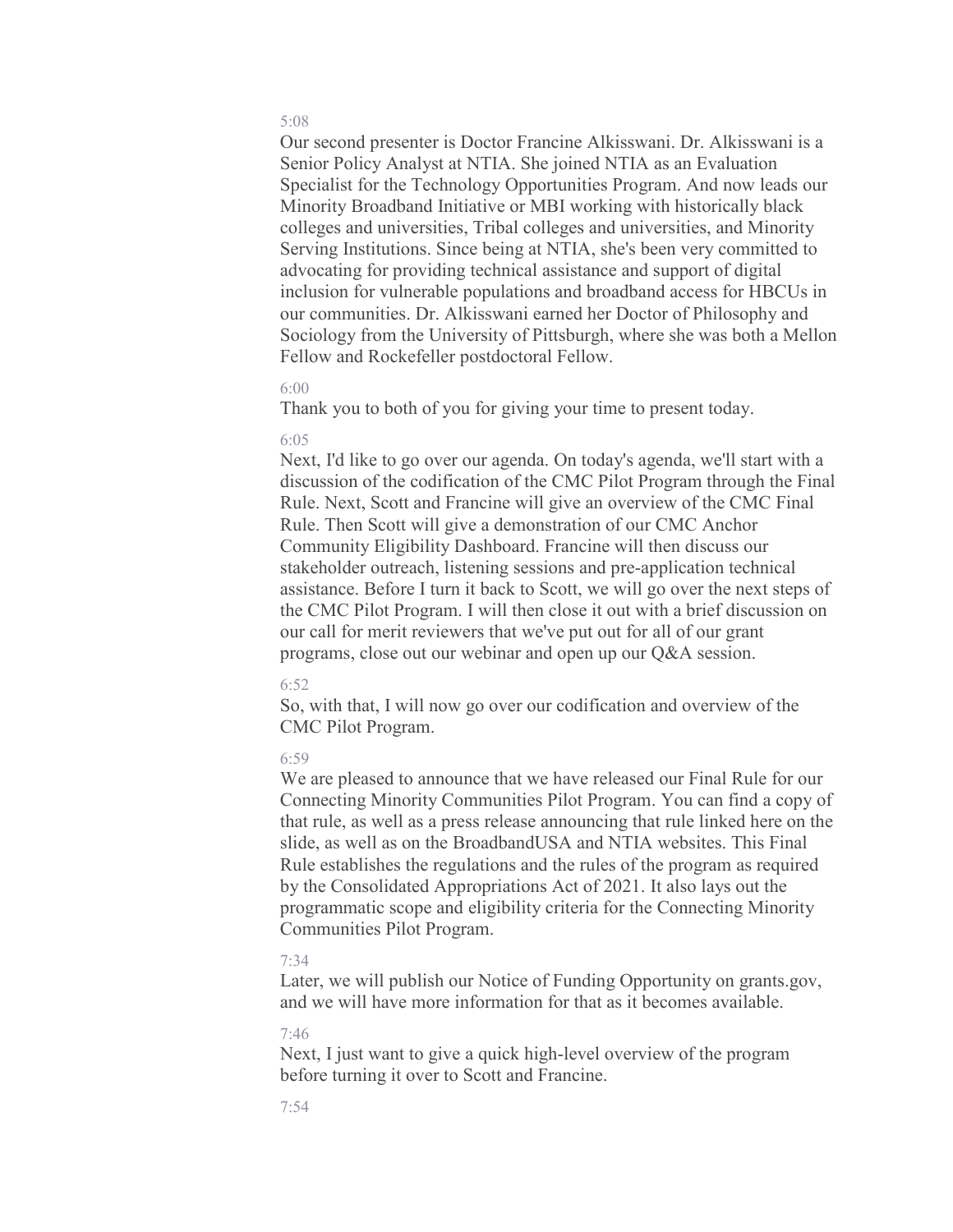5:08

Our second presenter is Doctor Francine Alkisswani. Dr. Alkisswani is a Senior Policy Analyst at NTIA. She joined NTIA as an Evaluation Specialist for the Technology Opportunities Program. And now leads our Minority Broadband Initiative or MBI working with historically black colleges and universities, Tribal colleges and universities, and Minority Serving Institutions. Since being at NTIA, she's been very committed to advocating for providing technical assistance and support of digital inclusion for vulnerable populations and broadband access for HBCUs in our communities. Dr. Alkisswani earned her Doctor of Philosophy and Sociology from the University of Pittsburgh, where she was both a Mellon Fellow and Rockefeller postdoctoral Fellow.

6:00

Thank you to both of you for giving your time to present today.

6:05

Next, I'd like to go over our agenda. On today's agenda, we'll start with a discussion of the codification of the CMC Pilot Program through the Final Rule. Next, Scott and Francine will give an overview of the CMC Final Rule. Then Scott will give a demonstration of our CMC Anchor Community Eligibility Dashboard. Francine will then discuss our stakeholder outreach, listening sessions and pre-application technical assistance. Before I turn it back to Scott, we will go over the next steps of the CMC Pilot Program. I will then close it out with a brief discussion on our call for merit reviewers that we've put out for all of our grant programs, close out our webinar and open up our Q&A session.

6:52

So, with that, I will now go over our codification and overview of the CMC Pilot Program.

6:59

We are pleased to announce that we have released our Final Rule for our Connecting Minority Communities Pilot Program. You can find a copy of that rule, as well as a press release announcing that rule linked here on the slide, as well as on the BroadbandUSA and NTIA websites. This Final Rule establishes the regulations and the rules of the program as required by the Consolidated Appropriations Act of 2021. It also lays out the programmatic scope and eligibility criteria for the Connecting Minority Communities Pilot Program.

7:34

Later, we will publish our Notice of Funding Opportunity on grants.gov, and we will have more information for that as it becomes available.

7:46

Next, I just want to give a quick high-level overview of the program before turning it over to Scott and Francine.

7:54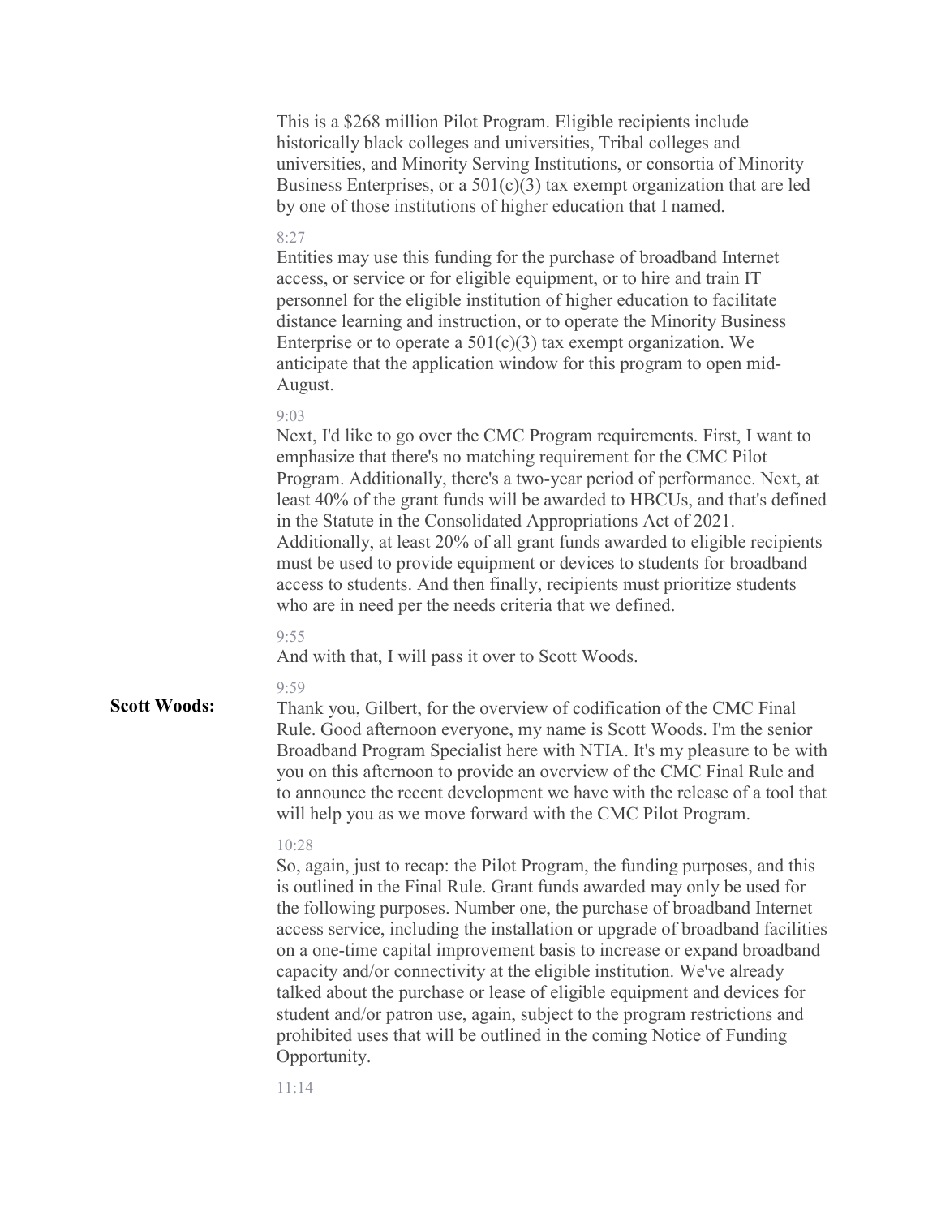This is a $268 million Pilot Program. Eligible recipients include historically black colleges and universities, Tribal colleges and universities, and Minority Serving Institutions, or consortia of Minority Business Enterprises, or a 501(c)(3) tax exempt organization that are led by one of those institutions of higher education that I named.

8:27

Entities may use this funding for the purchase of broadband Internet access, or service or for eligible equipment, or to hire and train IT personnel for the eligible institution of higher education to facilitate distance learning and instruction, or to operate the Minority Business Enterprise or to operate a 501(c)(3) tax exempt organization. We anticipate that the application window for this program to open mid-August.

9:03

Next, I'd like to go over the CMC Program requirements. First, I want to emphasize that there's no matching requirement for the CMC Pilot Program. Additionally, there's a two-year period of performance. Next, at least 40% of the grant funds will be awarded to HBCUs, and that's defined in the Statute in the Consolidated Appropriations Act of 2021. Additionally, at least 20% of all grant funds awarded to eligible recipients must be used to provide equipment or devices to students for broadband access to students. And then finally, recipients must prioritize students who are in need per the needs criteria that we defined.

9:55

And with that, I will pass it over to Scott Woods.

9:59

**Scott Woods:** Thank you, Gilbert, for the overview of codification of the CMC Final Rule. Good afternoon everyone, my name is Scott Woods. I'm the senior Broadband Program Specialist here with NTIA. It's my pleasure to be with you on this afternoon to provide an overview of the CMC Final Rule and to announce the recent development we have with the release of a tool that will help you as we move forward with the CMC Pilot Program.

10:28

So, again, just to recap: the Pilot Program, the funding purposes, and this is outlined in the Final Rule. Grant funds awarded may only be used for the following purposes. Number one, the purchase of broadband Internet access service, including the installation or upgrade of broadband facilities on a one-time capital improvement basis to increase or expand broadband capacity and/or connectivity at the eligible institution. We've already talked about the purchase or lease of eligible equipment and devices for student and/or patron use, again, subject to the program restrictions and prohibited uses that will be outlined in the coming Notice of Funding Opportunity.

11:14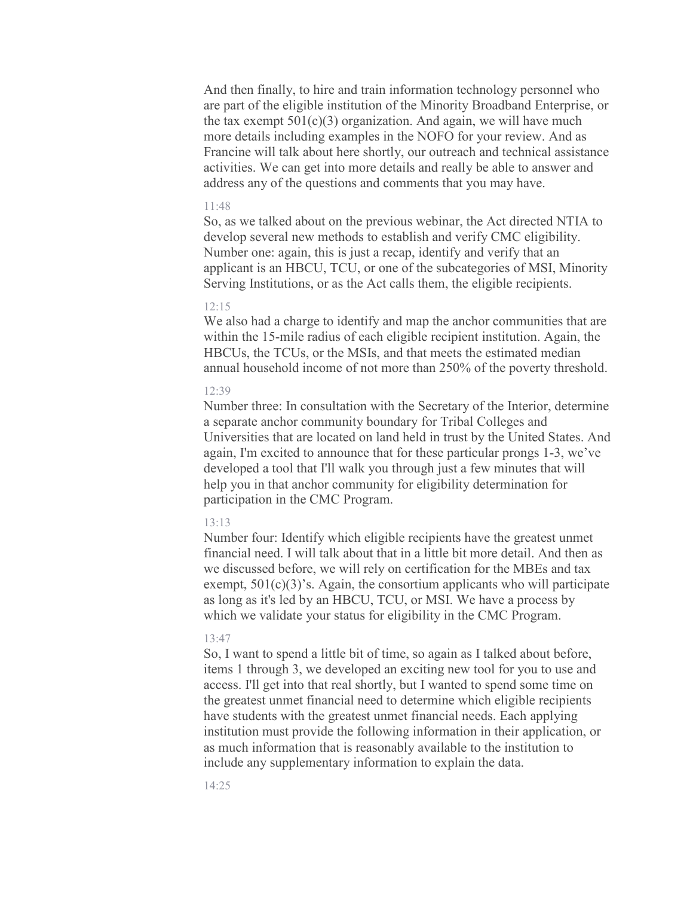And then finally, to hire and train information technology personnel who are part of the eligible institution of the Minority Broadband Enterprise, or the tax exempt 501(c)(3) organization. And again, we will have much more details including examples in the NOFO for your review. And as Francine will talk about here shortly, our outreach and technical assistance activities. We can get into more details and really be able to answer and address any of the questions and comments that you may have.

11:48

So, as we talked about on the previous webinar, the Act directed NTIA to develop several new methods to establish and verify CMC eligibility. Number one: again, this is just a recap, identify and verify that an applicant is an HBCU, TCU, or one of the subcategories of MSI, Minority Serving Institutions, or as the Act calls them, the eligible recipients.

12:15

We also had a charge to identify and map the anchor communities that are within the 15-mile radius of each eligible recipient institution. Again, the HBCUs, the TCUs, or the MSIs, and that meets the estimated median annual household income of not more than 250% of the poverty threshold.

12:39

Number three: In consultation with the Secretary of the Interior, determine a separate anchor community boundary for Tribal Colleges and Universities that are located on land held in trust by the United States. And again, I'm excited to announce that for these particular prongs 1-3, we've developed a tool that I'll walk you through just a few minutes that will help you in that anchor community for eligibility determination for participation in the CMC Program.

13:13

Number four: Identify which eligible recipients have the greatest unmet financial need. I will talk about that in a little bit more detail. And then as we discussed before, we will rely on certification for the MBEs and tax exempt, 501(c)(3)'s. Again, the consortium applicants who will participate as long as it's led by an HBCU, TCU, or MSI. We have a process by which we validate your status for eligibility in the CMC Program.

13:47

So, I want to spend a little bit of time, so again as I talked about before, items 1 through 3, we developed an exciting new tool for you to use and access. I'll get into that real shortly, but I wanted to spend some time on the greatest unmet financial need to determine which eligible recipients have students with the greatest unmet financial needs. Each applying institution must provide the following information in their application, or as much information that is reasonably available to the institution to include any supplementary information to explain the data.

14:25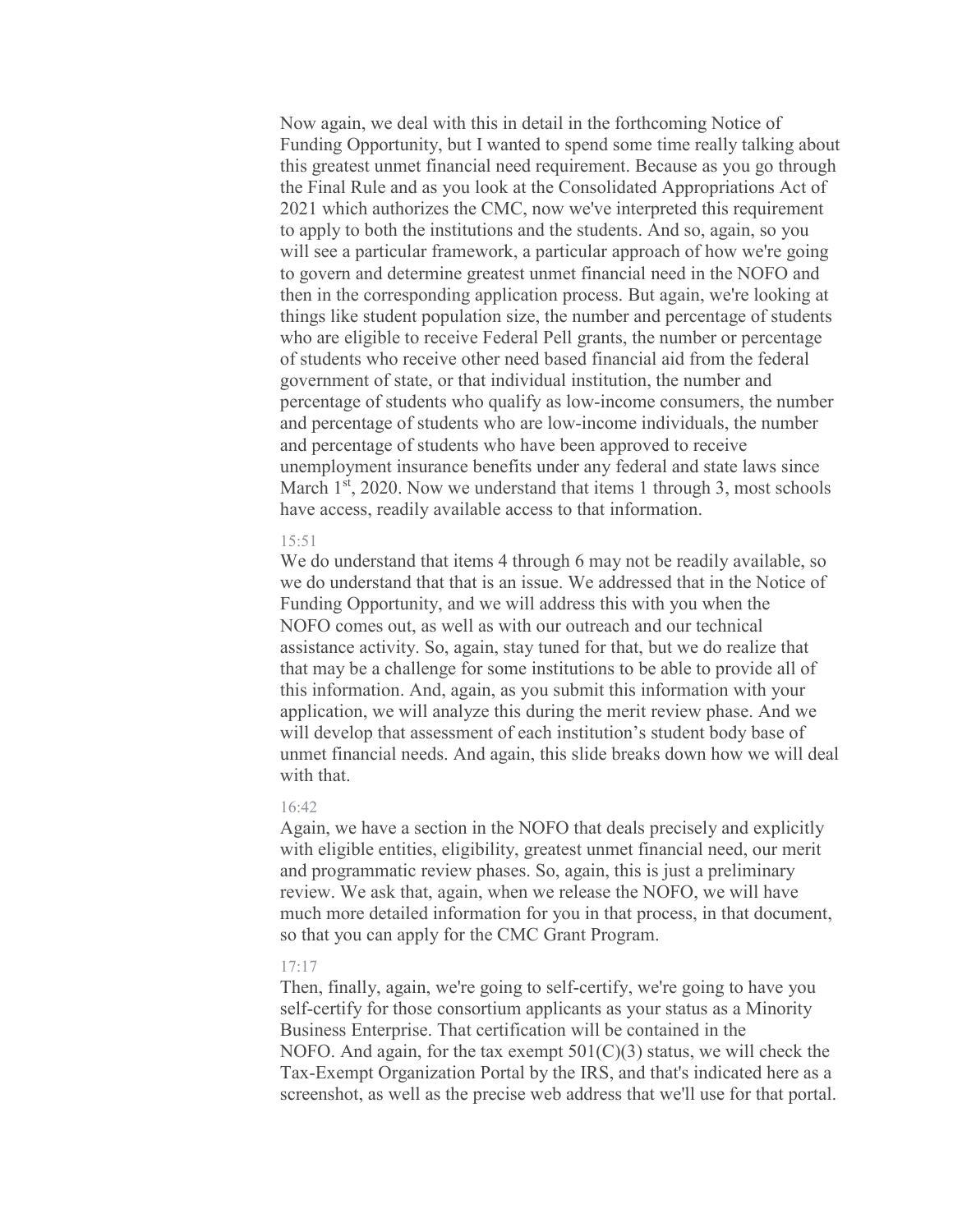Now again, we deal with this in detail in the forthcoming Notice of Funding Opportunity, but I wanted to spend some time really talking about this greatest unmet financial need requirement. Because as you go through the Final Rule and as you look at the Consolidated Appropriations Act of 2021 which authorizes the CMC, now we've interpreted this requirement to apply to both the institutions and the students. And so, again, so you will see a particular framework, a particular approach of how we're going to govern and determine greatest unmet financial need in the NOFO and then in the corresponding application process. But again, we're looking at things like student population size, the number and percentage of students who are eligible to receive Federal Pell grants, the number or percentage of students who receive other need based financial aid from the federal government of state, or that individual institution, the number and percentage of students who qualify as low-income consumers, the number and percentage of students who are low-income individuals, the number and percentage of students who have been approved to receive unemployment insurance benefits under any federal and state laws since March 1st, 2020. Now we understand that items 1 through 3, most schools have access, readily available access to that information.

15:51

We do understand that items 4 through 6 may not be readily available, so we do understand that that is an issue. We addressed that in the Notice of Funding Opportunity, and we will address this with you when the NOFO comes out, as well as with our outreach and our technical assistance activity. So, again, stay tuned for that, but we do realize that that may be a challenge for some institutions to be able to provide all of this information. And, again, as you submit this information with your application, we will analyze this during the merit review phase. And we will develop that assessment of each institution's student body base of unmet financial needs. And again, this slide breaks down how we will deal with that.

16:42

Again, we have a section in the NOFO that deals precisely and explicitly with eligible entities, eligibility, greatest unmet financial need, our merit and programmatic review phases. So, again, this is just a preliminary review. We ask that, again, when we release the NOFO, we will have much more detailed information for you in that process, in that document, so that you can apply for the CMC Grant Program.

17:17

Then, finally, again, we're going to self-certify, we're going to have you self-certify for those consortium applicants as your status as a Minority Business Enterprise. That certification will be contained in the NOFO. And again, for the tax exempt 501(C)(3) status, we will check the Tax-Exempt Organization Portal by the IRS, and that's indicated here as a screenshot, as well as the precise web address that we'll use for that portal.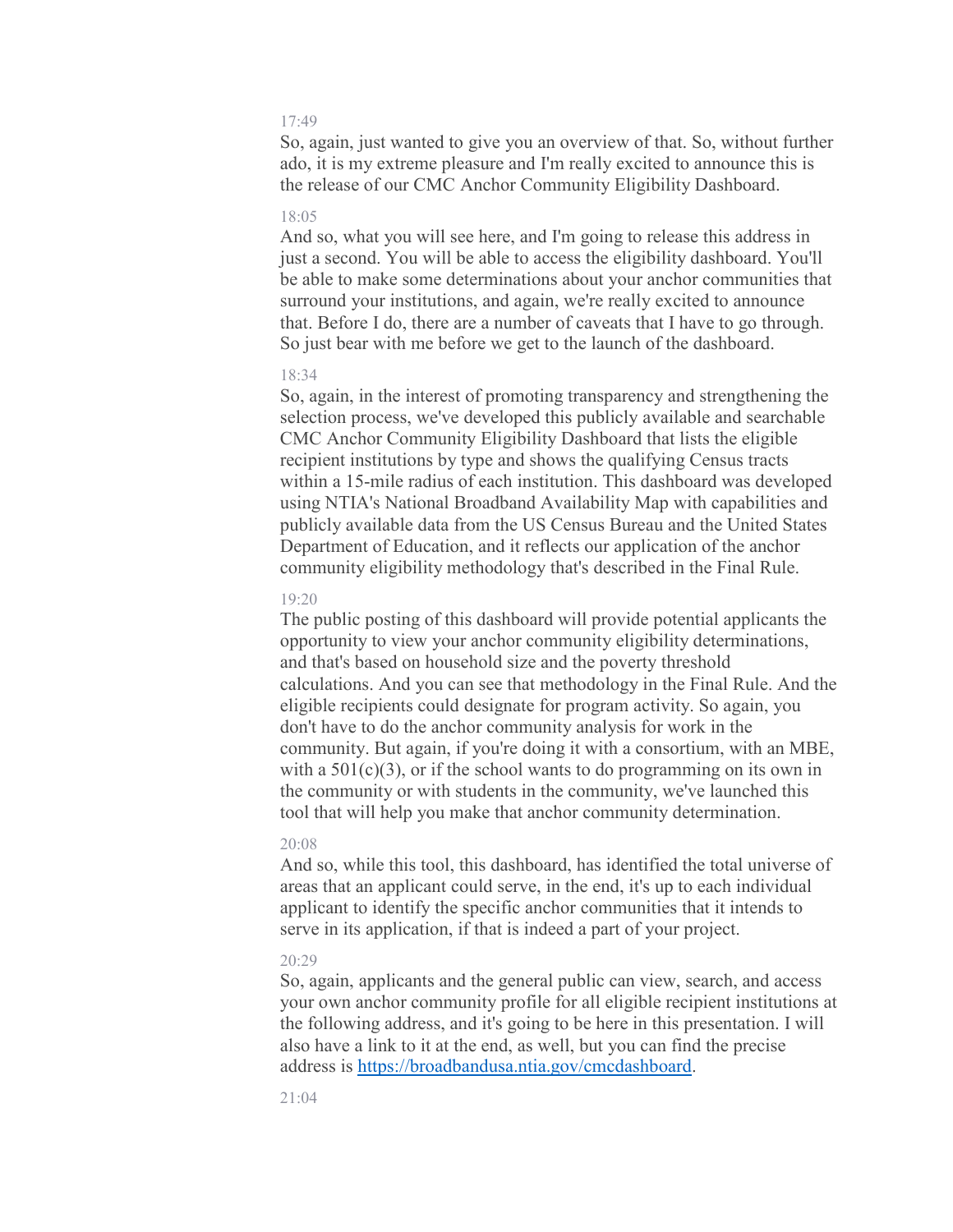17:49

So, again, just wanted to give you an overview of that. So, without further ado, it is my extreme pleasure and I'm really excited to announce this is the release of our CMC Anchor Community Eligibility Dashboard.

18:05

And so, what you will see here, and I'm going to release this address in just a second. You will be able to access the eligibility dashboard. You'll be able to make some determinations about your anchor communities that surround your institutions, and again, we're really excited to announce that. Before I do, there are a number of caveats that I have to go through. So just bear with me before we get to the launch of the dashboard.

18:34

So, again, in the interest of promoting transparency and strengthening the selection process, we've developed this publicly available and searchable CMC Anchor Community Eligibility Dashboard that lists the eligible recipient institutions by type and shows the qualifying Census tracts within a 15-mile radius of each institution. This dashboard was developed using NTIA's National Broadband Availability Map with capabilities and publicly available data from the US Census Bureau and the United States Department of Education, and it reflects our application of the anchor community eligibility methodology that's described in the Final Rule.

19:20

The public posting of this dashboard will provide potential applicants the opportunity to view your anchor community eligibility determinations, and that's based on household size and the poverty threshold calculations. And you can see that methodology in the Final Rule. And the eligible recipients could designate for program activity. So again, you don't have to do the anchor community analysis for work in the community. But again, if you're doing it with a consortium, with an MBE, with a 501(c)(3), or if the school wants to do programming on its own in the community or with students in the community, we've launched this tool that will help you make that anchor community determination.

20:08

And so, while this tool, this dashboard, has identified the total universe of areas that an applicant could serve, in the end, it's up to each individual applicant to identify the specific anchor communities that it intends to serve in its application, if that is indeed a part of your project.

20:29

So, again, applicants and the general public can view, search, and access your own anchor community profile for all eligible recipient institutions at the following address, and it's going to be here in this presentation. I will also have a link to it at the end, as well, but you can find the precise address is https://broadbandusa.ntia.gov/cmcdashboard.

21:04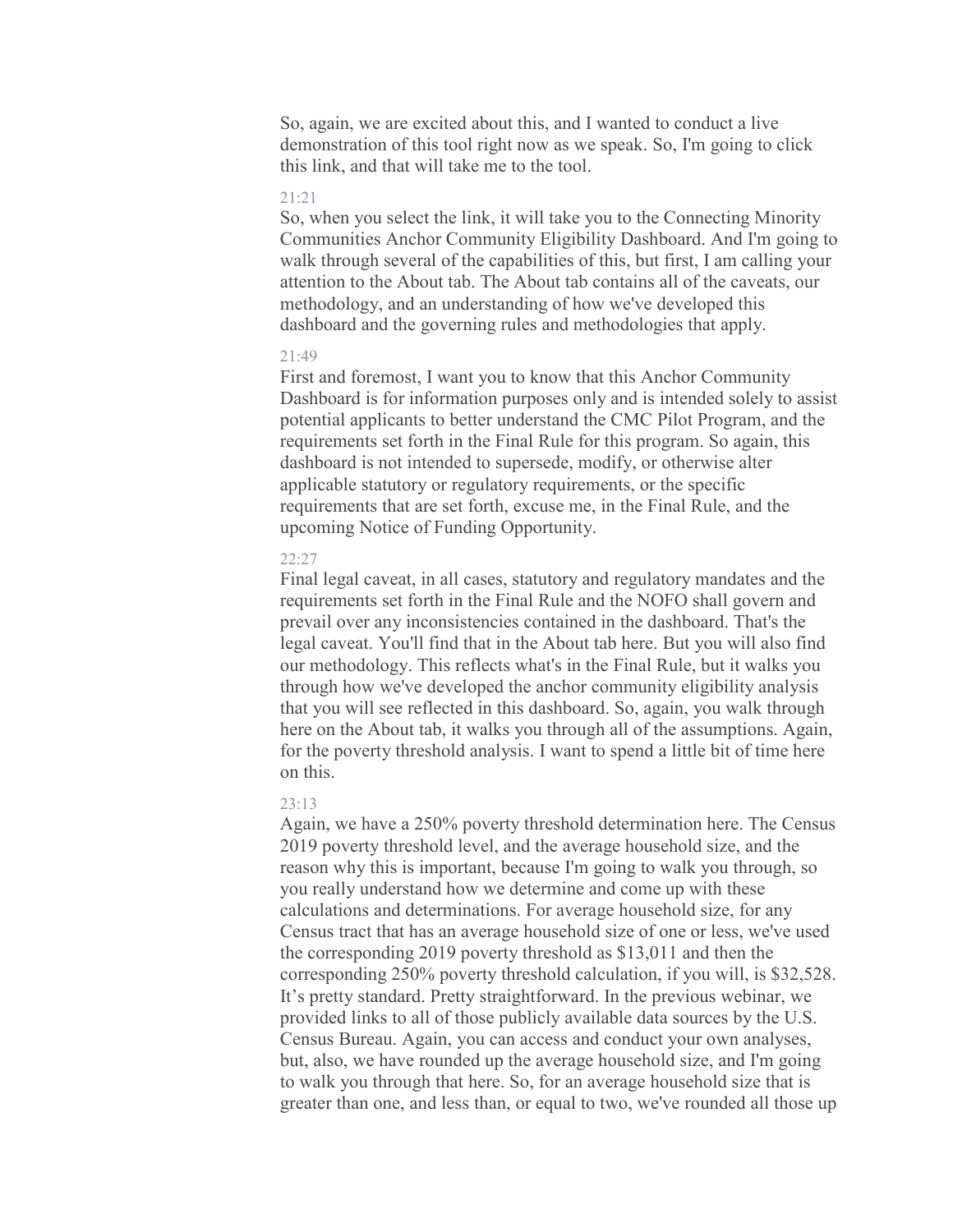So, again, we are excited about this, and I wanted to conduct a live demonstration of this tool right now as we speak. So, I'm going to click this link, and that will take me to the tool.

21:21

So, when you select the link, it will take you to the Connecting Minority Communities Anchor Community Eligibility Dashboard. And I'm going to walk through several of the capabilities of this, but first, I am calling your attention to the About tab. The About tab contains all of the caveats, our methodology, and an understanding of how we've developed this dashboard and the governing rules and methodologies that apply.

21:49

First and foremost, I want you to know that this Anchor Community Dashboard is for information purposes only and is intended solely to assist potential applicants to better understand the CMC Pilot Program, and the requirements set forth in the Final Rule for this program. So again, this dashboard is not intended to supersede, modify, or otherwise alter applicable statutory or regulatory requirements, or the specific requirements that are set forth, excuse me, in the Final Rule, and the upcoming Notice of Funding Opportunity.

22:27

Final legal caveat, in all cases, statutory and regulatory mandates and the requirements set forth in the Final Rule and the NOFO shall govern and prevail over any inconsistencies contained in the dashboard. That's the legal caveat. You'll find that in the About tab here. But you will also find our methodology. This reflects what's in the Final Rule, but it walks you through how we've developed the anchor community eligibility analysis that you will see reflected in this dashboard. So, again, you walk through here on the About tab, it walks you through all of the assumptions. Again, for the poverty threshold analysis. I want to spend a little bit of time here on this.

23:13

Again, we have a 250% poverty threshold determination here. The Census 2019 poverty threshold level, and the average household size, and the reason why this is important, because I'm going to walk you through, so you really understand how we determine and come up with these calculations and determinations. For average household size, for any Census tract that has an average household size of one or less, we've used the corresponding 2019 poverty threshold as $13,011 and then the corresponding 250% poverty threshold calculation, if you will, is $32,528. It's pretty standard. Pretty straightforward. In the previous webinar, we provided links to all of those publicly available data sources by the U.S. Census Bureau. Again, you can access and conduct your own analyses, but, also, we have rounded up the average household size, and I'm going to walk you through that here. So, for an average household size that is greater than one, and less than, or equal to two, we've rounded all those up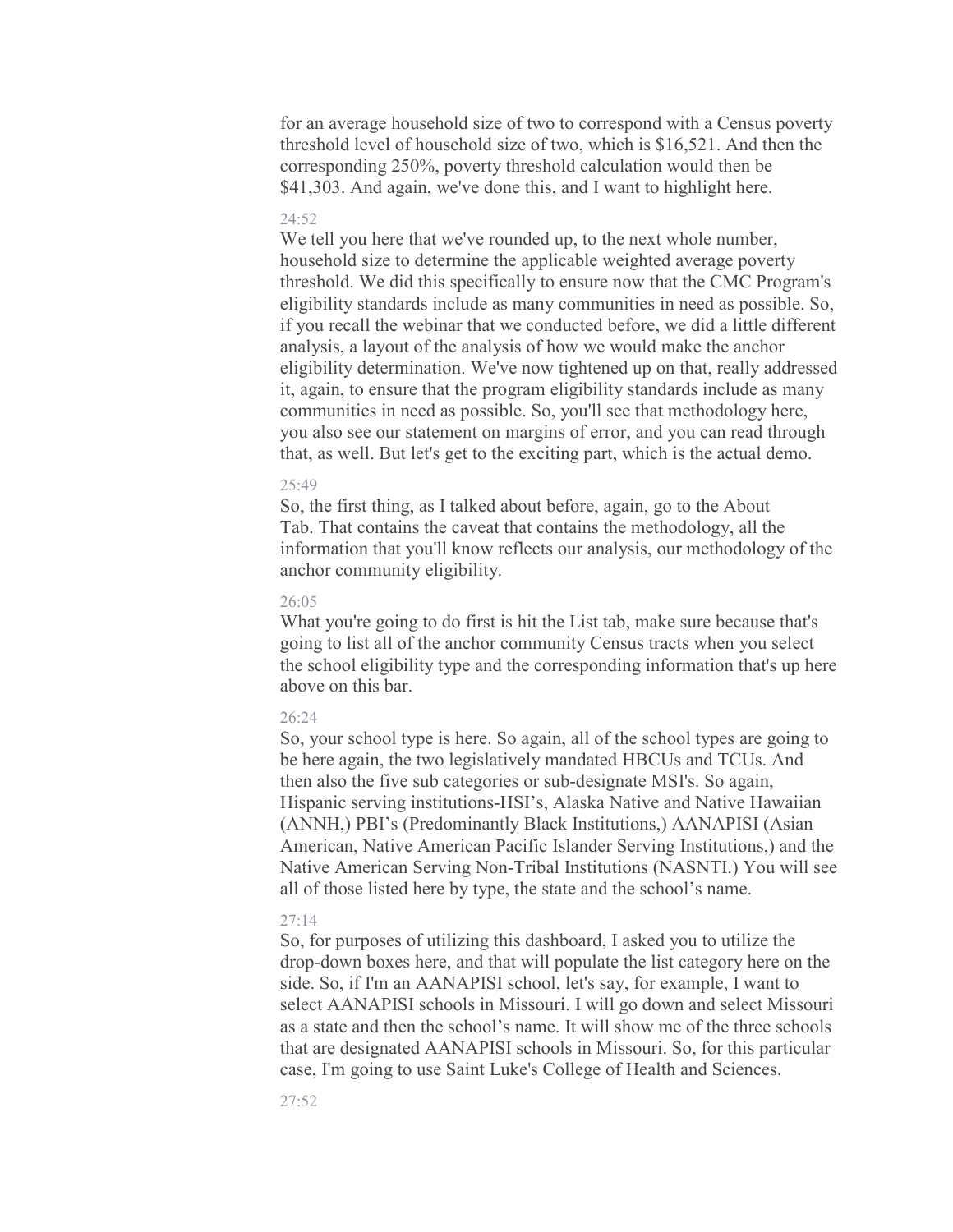for an average household size of two to correspond with a Census poverty threshold level of household size of two, which is $16,521. And then the corresponding 250%, poverty threshold calculation would then be $41,303. And again, we've done this, and I want to highlight here.

24:52

We tell you here that we've rounded up, to the next whole number, household size to determine the applicable weighted average poverty threshold. We did this specifically to ensure now that the CMC Program's eligibility standards include as many communities in need as possible. So, if you recall the webinar that we conducted before, we did a little different analysis, a layout of the analysis of how we would make the anchor eligibility determination. We've now tightened up on that, really addressed it, again, to ensure that the program eligibility standards include as many communities in need as possible. So, you'll see that methodology here, you also see our statement on margins of error, and you can read through that, as well. But let's get to the exciting part, which is the actual demo.

25:49

So, the first thing, as I talked about before, again, go to the About Tab. That contains the caveat that contains the methodology, all the information that you'll know reflects our analysis, our methodology of the anchor community eligibility.

26:05

What you're going to do first is hit the List tab, make sure because that's going to list all of the anchor community Census tracts when you select the school eligibility type and the corresponding information that's up here above on this bar.

26:24

So, your school type is here. So again, all of the school types are going to be here again, the two legislatively mandated HBCUs and TCUs. And then also the five sub categories or sub-designate MSI's. So again, Hispanic serving institutions-HSI's, Alaska Native and Native Hawaiian (ANNH,) PBI's (Predominantly Black Institutions,) AANAPISI (Asian American, Native American Pacific Islander Serving Institutions,) and the Native American Serving Non-Tribal Institutions (NASNTI.) You will see all of those listed here by type, the state and the school's name.

27:14

So, for purposes of utilizing this dashboard, I asked you to utilize the drop-down boxes here, and that will populate the list category here on the side. So, if I'm an AANAPISI school, let's say, for example, I want to select AANAPISI schools in Missouri. I will go down and select Missouri as a state and then the school's name. It will show me of the three schools that are designated AANAPISI schools in Missouri. So, for this particular case, I'm going to use Saint Luke's College of Health and Sciences.

27:52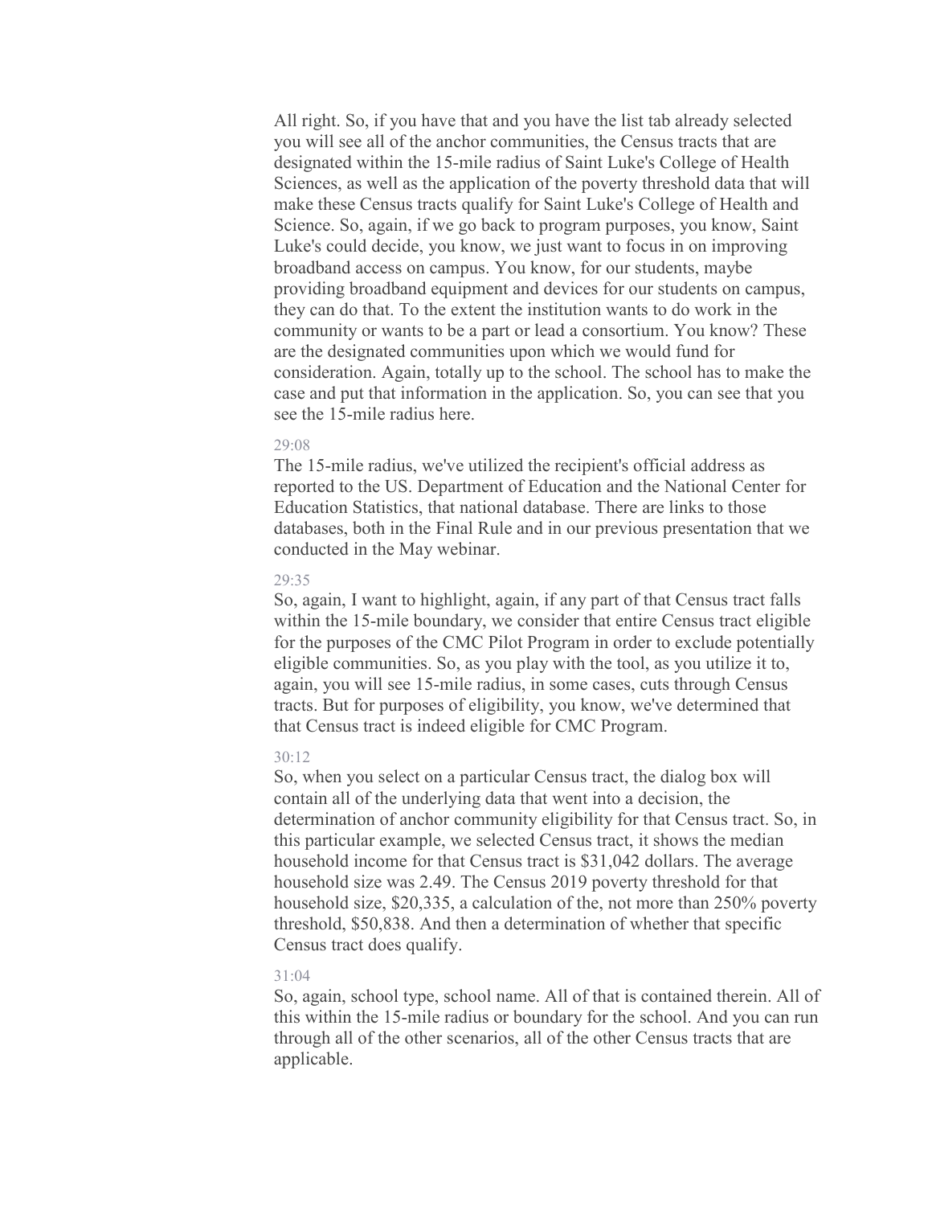All right. So, if you have that and you have the list tab already selected you will see all of the anchor communities, the Census tracts that are designated within the 15-mile radius of Saint Luke's College of Health Sciences, as well as the application of the poverty threshold data that will make these Census tracts qualify for Saint Luke's College of Health and Science. So, again, if we go back to program purposes, you know, Saint Luke's could decide, you know, we just want to focus in on improving broadband access on campus. You know, for our students, maybe providing broadband equipment and devices for our students on campus, they can do that. To the extent the institution wants to do work in the community or wants to be a part or lead a consortium. You know? These are the designated communities upon which we would fund for consideration. Again, totally up to the school. The school has to make the case and put that information in the application. So, you can see that you see the 15-mile radius here.

29:08

The 15-mile radius, we've utilized the recipient's official address as reported to the US. Department of Education and the National Center for Education Statistics, that national database. There are links to those databases, both in the Final Rule and in our previous presentation that we conducted in the May webinar.

29:35

So, again, I want to highlight, again, if any part of that Census tract falls within the 15-mile boundary, we consider that entire Census tract eligible for the purposes of the CMC Pilot Program in order to exclude potentially eligible communities. So, as you play with the tool, as you utilize it to, again, you will see 15-mile radius, in some cases, cuts through Census tracts. But for purposes of eligibility, you know, we've determined that that Census tract is indeed eligible for CMC Program.

30:12

So, when you select on a particular Census tract, the dialog box will contain all of the underlying data that went into a decision, the determination of anchor community eligibility for that Census tract. So, in this particular example, we selected Census tract, it shows the median household income for that Census tract is $31,042 dollars. The average household size was 2.49. The Census 2019 poverty threshold for that household size, $20,335, a calculation of the, not more than 250% poverty threshold, $50,838. And then a determination of whether that specific Census tract does qualify.

31:04

So, again, school type, school name. All of that is contained therein. All of this within the 15-mile radius or boundary for the school. And you can run through all of the other scenarios, all of the other Census tracts that are applicable.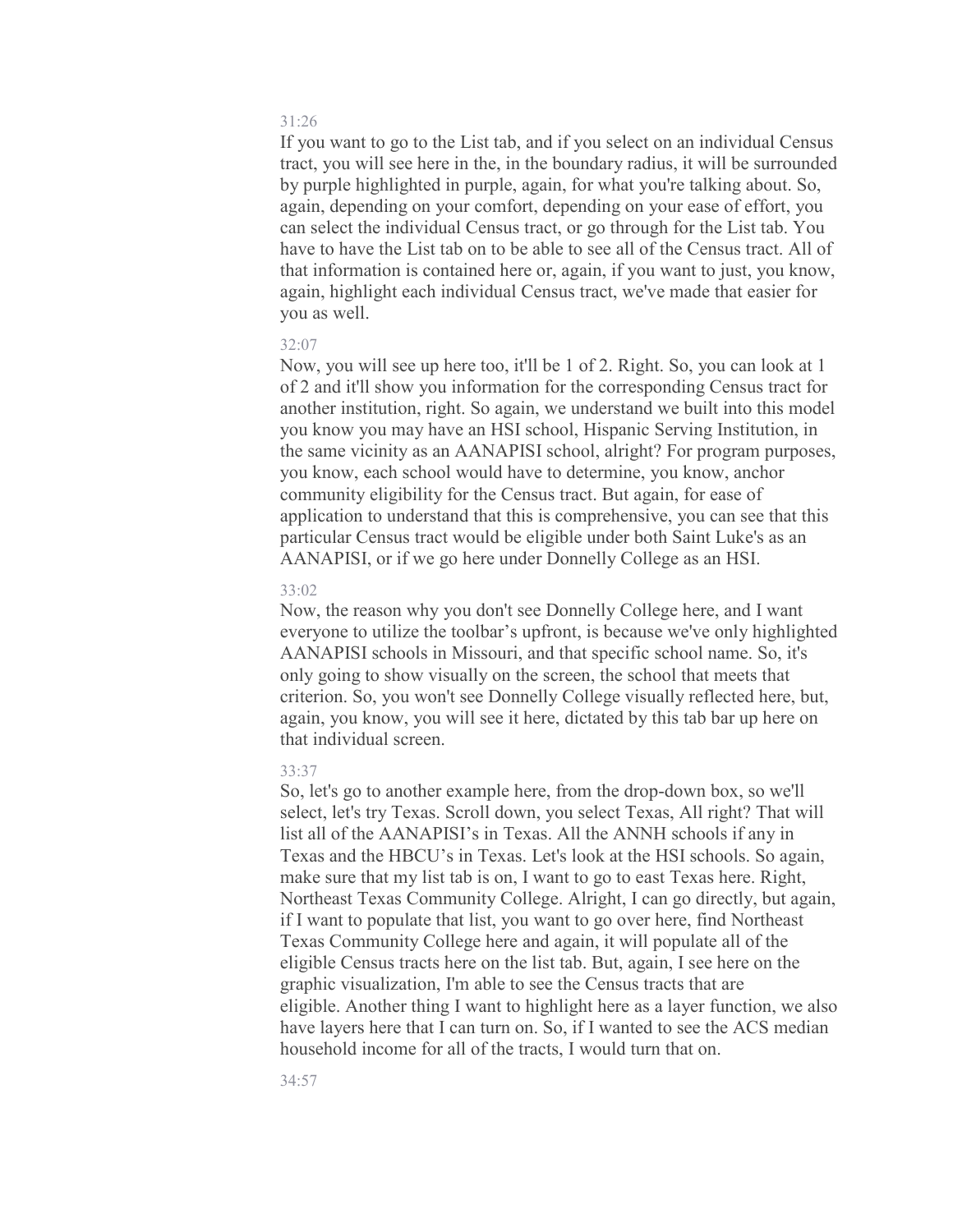31:26

If you want to go to the List tab, and if you select on an individual Census tract, you will see here in the, in the boundary radius, it will be surrounded by purple highlighted in purple, again, for what you're talking about. So, again, depending on your comfort, depending on your ease of effort, you can select the individual Census tract, or go through for the List tab. You have to have the List tab on to be able to see all of the Census tract. All of that information is contained here or, again, if you want to just, you know, again, highlight each individual Census tract, we've made that easier for you as well.

32:07

Now, you will see up here too, it'll be 1 of 2. Right. So, you can look at 1 of 2 and it'll show you information for the corresponding Census tract for another institution, right. So again, we understand we built into this model you know you may have an HSI school, Hispanic Serving Institution, in the same vicinity as an AANAPISI school, alright? For program purposes, you know, each school would have to determine, you know, anchor community eligibility for the Census tract. But again, for ease of application to understand that this is comprehensive, you can see that this particular Census tract would be eligible under both Saint Luke's as an AANAPISI, or if we go here under Donnelly College as an HSI.

33:02

Now, the reason why you don't see Donnelly College here, and I want everyone to utilize the toolbar's upfront, is because we've only highlighted AANAPISI schools in Missouri, and that specific school name. So, it's only going to show visually on the screen, the school that meets that criterion. So, you won't see Donnelly College visually reflected here, but, again, you know, you will see it here, dictated by this tab bar up here on that individual screen.

33:37

So, let's go to another example here, from the drop-down box, so we'll select, let's try Texas. Scroll down, you select Texas, All right? That will list all of the AANAPISI's in Texas. All the ANNH schools if any in Texas and the HBCU's in Texas. Let's look at the HSI schools. So again, make sure that my list tab is on, I want to go to east Texas here. Right, Northeast Texas Community College. Alright, I can go directly, but again, if I want to populate that list, you want to go over here, find Northeast Texas Community College here and again, it will populate all of the eligible Census tracts here on the list tab. But, again, I see here on the graphic visualization, I'm able to see the Census tracts that are eligible. Another thing I want to highlight here as a layer function, we also have layers here that I can turn on. So, if I wanted to see the ACS median household income for all of the tracts, I would turn that on.

34:57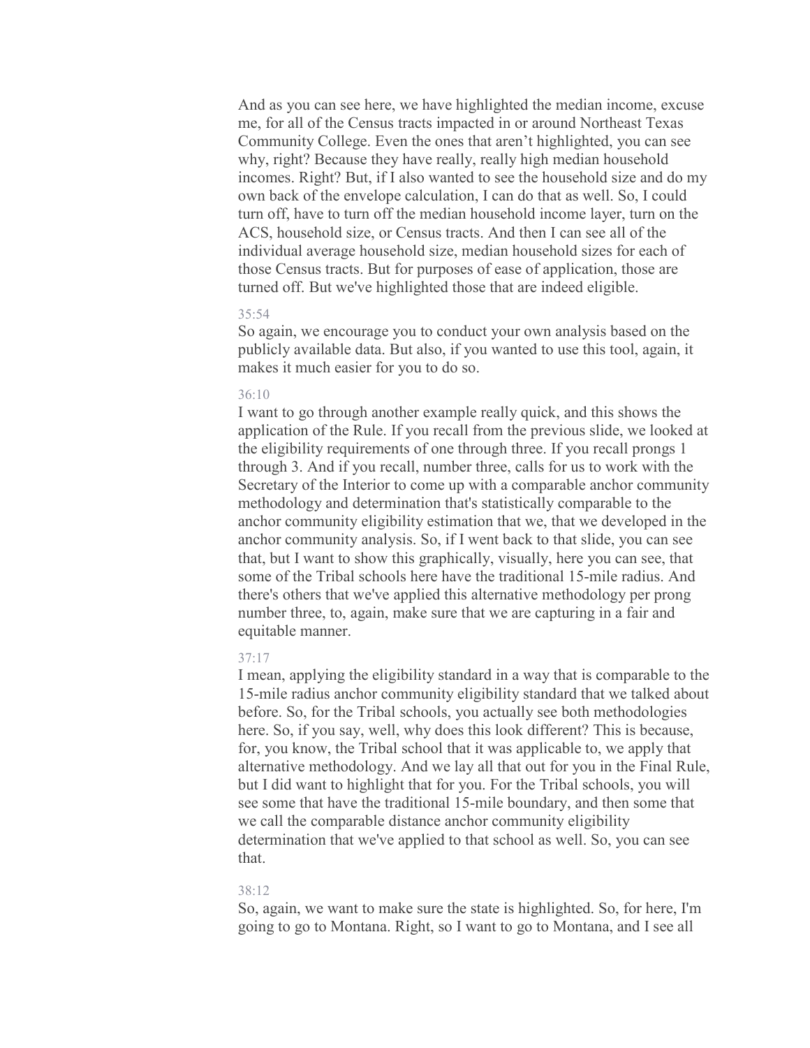And as you can see here, we have highlighted the median income, excuse me, for all of the Census tracts impacted in or around Northeast Texas Community College. Even the ones that aren't highlighted, you can see why, right? Because they have really, really high median household incomes. Right? But, if I also wanted to see the household size and do my own back of the envelope calculation, I can do that as well. So, I could turn off, have to turn off the median household income layer, turn on the ACS, household size, or Census tracts. And then I can see all of the individual average household size, median household sizes for each of those Census tracts. But for purposes of ease of application, those are turned off. But we've highlighted those that are indeed eligible.

35:54

So again, we encourage you to conduct your own analysis based on the publicly available data. But also, if you wanted to use this tool, again, it makes it much easier for you to do so.

36:10

I want to go through another example really quick, and this shows the application of the Rule. If you recall from the previous slide, we looked at the eligibility requirements of one through three. If you recall prongs 1 through 3. And if you recall, number three, calls for us to work with the Secretary of the Interior to come up with a comparable anchor community methodology and determination that's statistically comparable to the anchor community eligibility estimation that we, that we developed in the anchor community analysis. So, if I went back to that slide, you can see that, but I want to show this graphically, visually, here you can see, that some of the Tribal schools here have the traditional 15-mile radius. And there's others that we've applied this alternative methodology per prong number three, to, again, make sure that we are capturing in a fair and equitable manner.

37:17

I mean, applying the eligibility standard in a way that is comparable to the 15-mile radius anchor community eligibility standard that we talked about before. So, for the Tribal schools, you actually see both methodologies here. So, if you say, well, why does this look different? This is because, for, you know, the Tribal school that it was applicable to, we apply that alternative methodology. And we lay all that out for you in the Final Rule, but I did want to highlight that for you. For the Tribal schools, you will see some that have the traditional 15-mile boundary, and then some that we call the comparable distance anchor community eligibility determination that we've applied to that school as well. So, you can see that.

38:12

So, again, we want to make sure the state is highlighted. So, for here, I'm going to go to Montana. Right, so I want to go to Montana, and I see all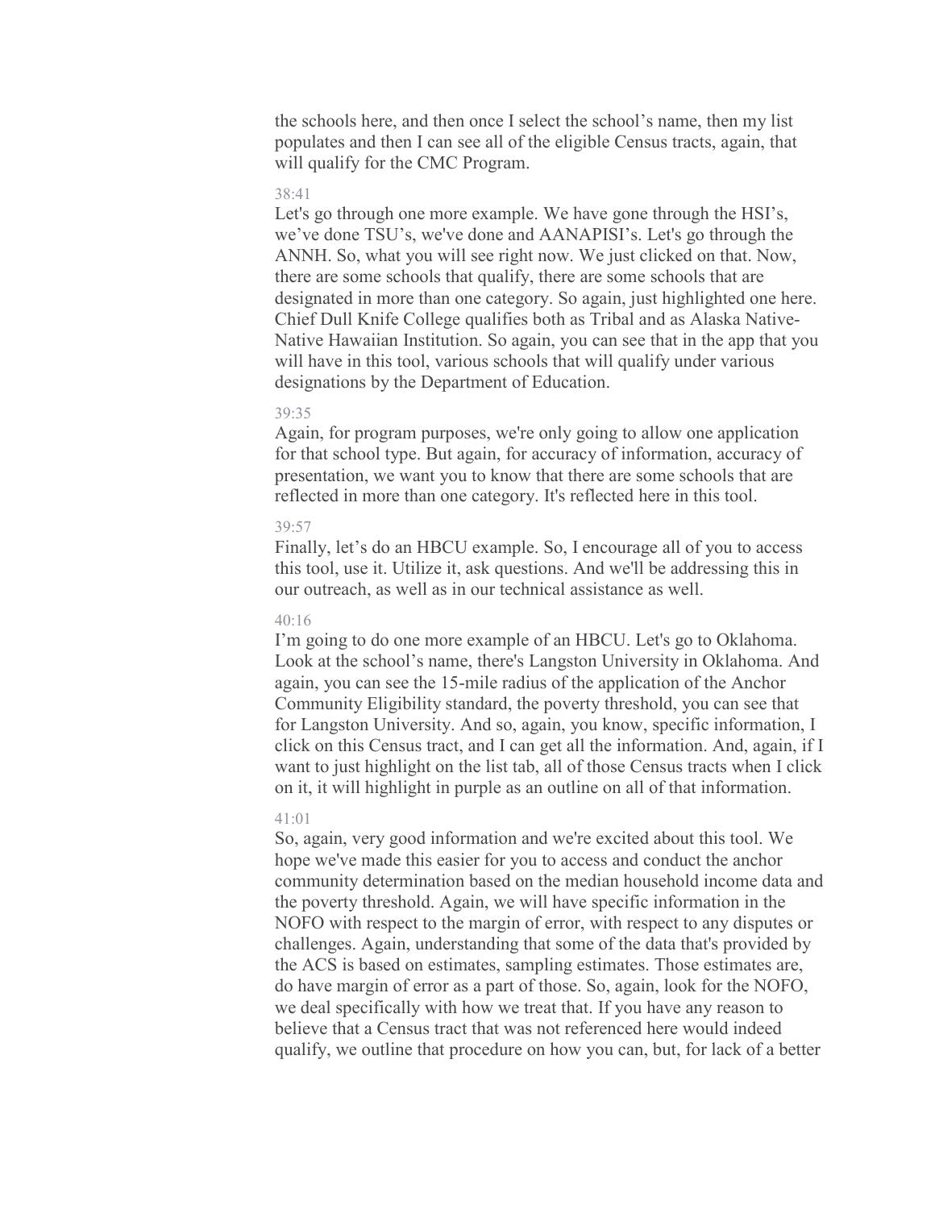the schools here, and then once I select the school's name, then my list populates and then I can see all of the eligible Census tracts, again, that will qualify for the CMC Program.

38:41

Let's go through one more example. We have gone through the HSI's, we've done TSU's, we've done and AANAPISI's. Let's go through the ANNH. So, what you will see right now. We just clicked on that. Now, there are some schools that qualify, there are some schools that are designated in more than one category. So again, just highlighted one here. Chief Dull Knife College qualifies both as Tribal and as Alaska Native-Native Hawaiian Institution. So again, you can see that in the app that you will have in this tool, various schools that will qualify under various designations by the Department of Education.

39:35

Again, for program purposes, we're only going to allow one application for that school type. But again, for accuracy of information, accuracy of presentation, we want you to know that there are some schools that are reflected in more than one category. It's reflected here in this tool.

39:57

Finally, let's do an HBCU example. So, I encourage all of you to access this tool, use it. Utilize it, ask questions. And we'll be addressing this in our outreach, as well as in our technical assistance as well.

40:16

I'm going to do one more example of an HBCU. Let's go to Oklahoma. Look at the school's name, there's Langston University in Oklahoma. And again, you can see the 15-mile radius of the application of the Anchor Community Eligibility standard, the poverty threshold, you can see that for Langston University. And so, again, you know, specific information, I click on this Census tract, and I can get all the information. And, again, if I want to just highlight on the list tab, all of those Census tracts when I click on it, it will highlight in purple as an outline on all of that information.

41:01

So, again, very good information and we're excited about this tool. We hope we've made this easier for you to access and conduct the anchor community determination based on the median household income data and the poverty threshold. Again, we will have specific information in the NOFO with respect to the margin of error, with respect to any disputes or challenges. Again, understanding that some of the data that's provided by the ACS is based on estimates, sampling estimates. Those estimates are, do have margin of error as a part of those. So, again, look for the NOFO, we deal specifically with how we treat that. If you have any reason to believe that a Census tract that was not referenced here would indeed qualify, we outline that procedure on how you can, but, for lack of a better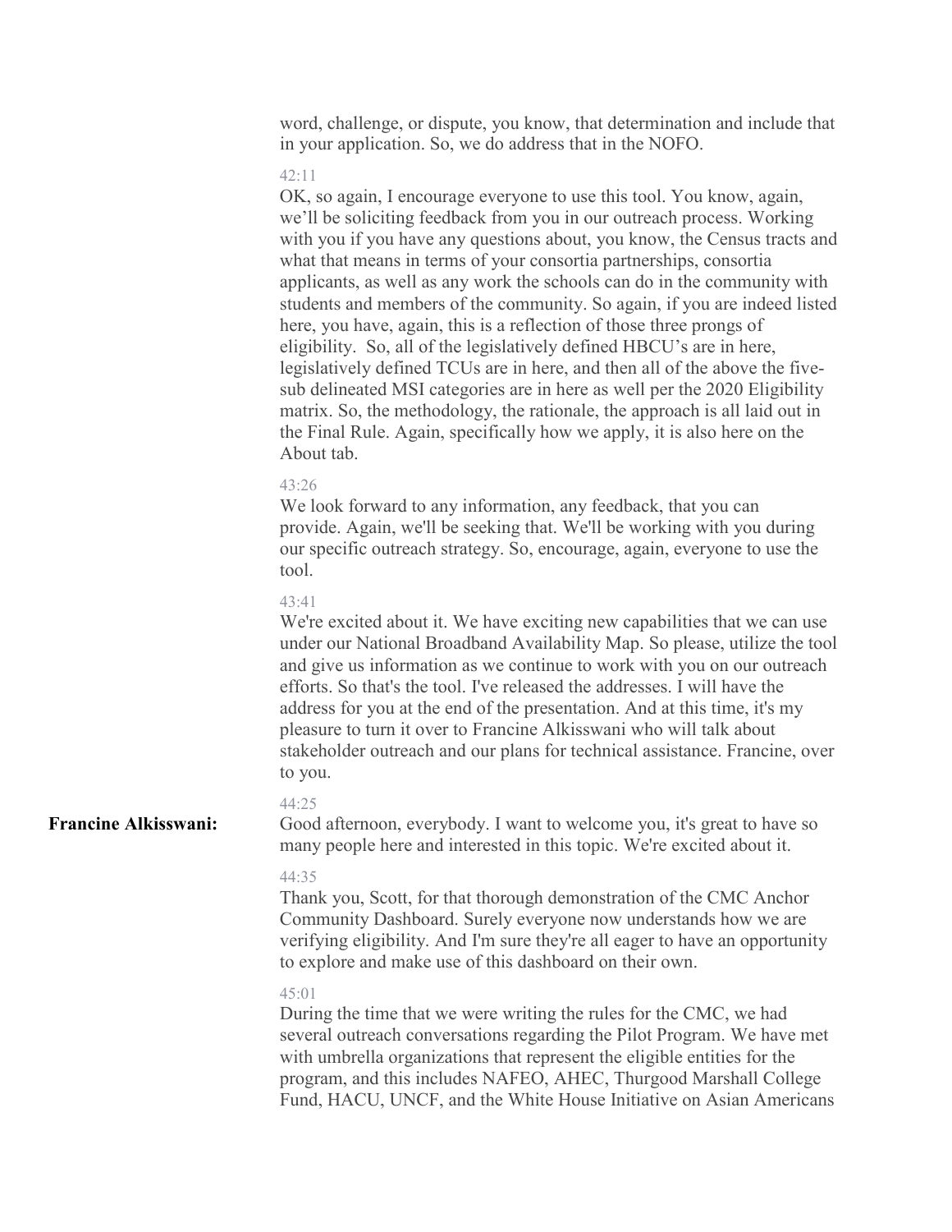word, challenge, or dispute, you know, that determination and include that in your application. So, we do address that in the NOFO.

42:11

OK, so again, I encourage everyone to use this tool. You know, again, we'll be soliciting feedback from you in our outreach process. Working with you if you have any questions about, you know, the Census tracts and what that means in terms of your consortia partnerships, consortia applicants, as well as any work the schools can do in the community with students and members of the community. So again, if you are indeed listed here, you have, again, this is a reflection of those three prongs of eligibility. So, all of the legislatively defined HBCU's are in here, legislatively defined TCUs are in here, and then all of the above the five-sub delineated MSI categories are in here as well per the 2020 Eligibility matrix. So, the methodology, the rationale, the approach is all laid out in the Final Rule. Again, specifically how we apply, it is also here on the About tab.

43:26

We look forward to any information, any feedback, that you can provide. Again, we'll be seeking that. We'll be working with you during our specific outreach strategy. So, encourage, again, everyone to use the tool.

43:41

We're excited about it. We have exciting new capabilities that we can use under our National Broadband Availability Map. So please, utilize the tool and give us information as we continue to work with you on our outreach efforts. So that's the tool. I've released the addresses. I will have the address for you at the end of the presentation. And at this time, it's my pleasure to turn it over to Francine Alkisswani who will talk about stakeholder outreach and our plans for technical assistance. Francine, over to you.

**Francine Alkisswani:**

44:25

Good afternoon, everybody. I want to welcome you, it's great to have so many people here and interested in this topic. We're excited about it.

44:35

Thank you, Scott, for that thorough demonstration of the CMC Anchor Community Dashboard. Surely everyone now understands how we are verifying eligibility. And I'm sure they're all eager to have an opportunity to explore and make use of this dashboard on their own.

45:01

During the time that we were writing the rules for the CMC, we had several outreach conversations regarding the Pilot Program. We have met with umbrella organizations that represent the eligible entities for the program, and this includes NAFEO, AHEC, Thurgood Marshall College Fund, HACU, UNCF, and the White House Initiative on Asian Americans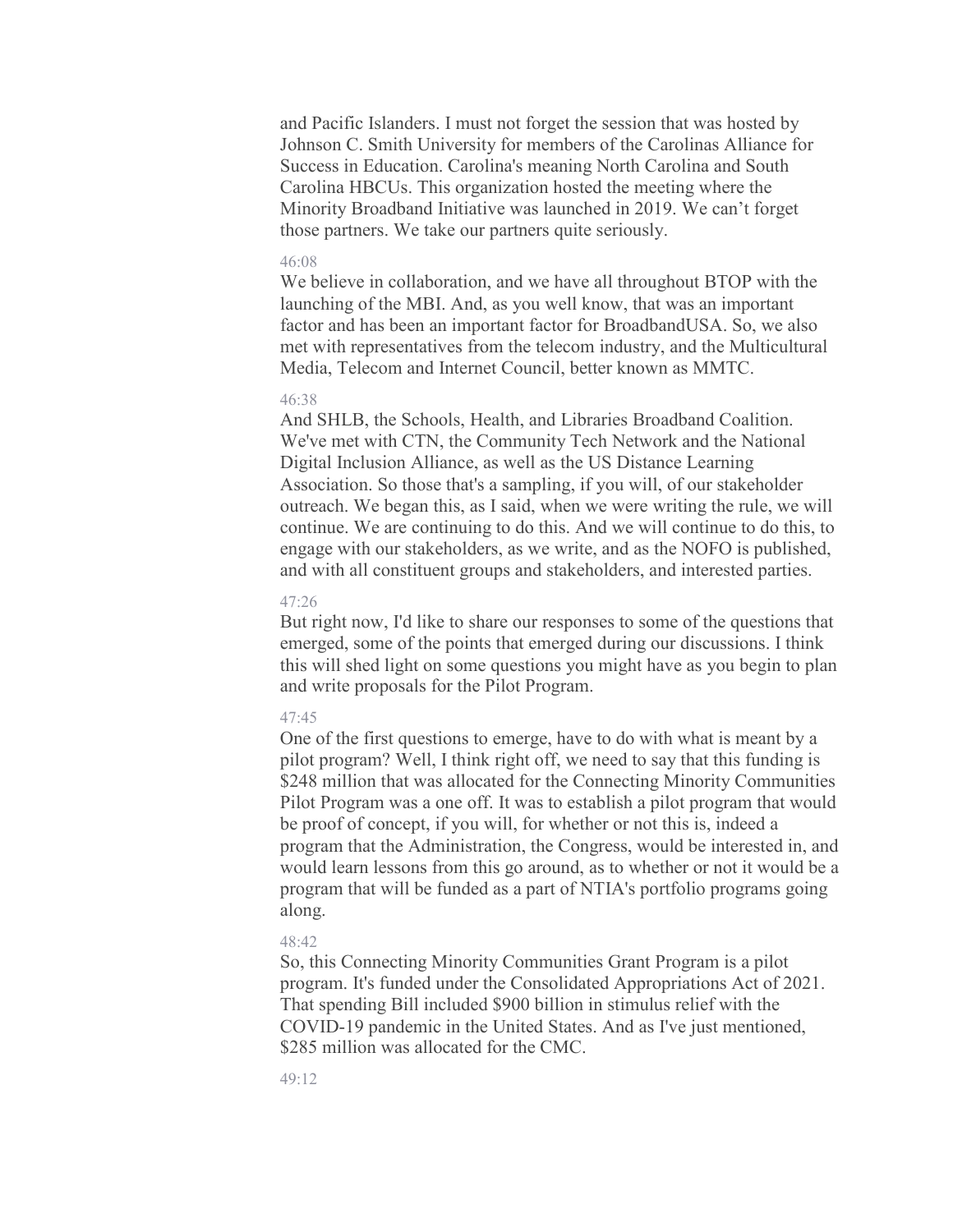and Pacific Islanders. I must not forget the session that was hosted by Johnson C. Smith University for members of the Carolinas Alliance for Success in Education. Carolina's meaning North Carolina and South Carolina HBCUs. This organization hosted the meeting where the Minority Broadband Initiative was launched in 2019. We can't forget those partners. We take our partners quite seriously.

46:08

We believe in collaboration, and we have all throughout BTOP with the launching of the MBI. And, as you well know, that was an important factor and has been an important factor for BroadbandUSA. So, we also met with representatives from the telecom industry, and the Multicultural Media, Telecom and Internet Council, better known as MMTC.

46:38

And SHLB, the Schools, Health, and Libraries Broadband Coalition. We've met with CTN, the Community Tech Network and the National Digital Inclusion Alliance, as well as the US Distance Learning Association. So those that's a sampling, if you will, of our stakeholder outreach. We began this, as I said, when we were writing the rule, we will continue. We are continuing to do this. And we will continue to do this, to engage with our stakeholders, as we write, and as the NOFO is published, and with all constituent groups and stakeholders, and interested parties.

47:26

But right now, I'd like to share our responses to some of the questions that emerged, some of the points that emerged during our discussions. I think this will shed light on some questions you might have as you begin to plan and write proposals for the Pilot Program.

47:45

One of the first questions to emerge, have to do with what is meant by a pilot program? Well, I think right off, we need to say that this funding is $248 million that was allocated for the Connecting Minority Communities Pilot Program was a one off. It was to establish a pilot program that would be proof of concept, if you will, for whether or not this is, indeed a program that the Administration, the Congress, would be interested in, and would learn lessons from this go around, as to whether or not it would be a program that will be funded as a part of NTIA's portfolio programs going along.

48:42

So, this Connecting Minority Communities Grant Program is a pilot program. It's funded under the Consolidated Appropriations Act of 2021. That spending Bill included $900 billion in stimulus relief with the COVID-19 pandemic in the United States. And as I've just mentioned, $285 million was allocated for the CMC.

49:12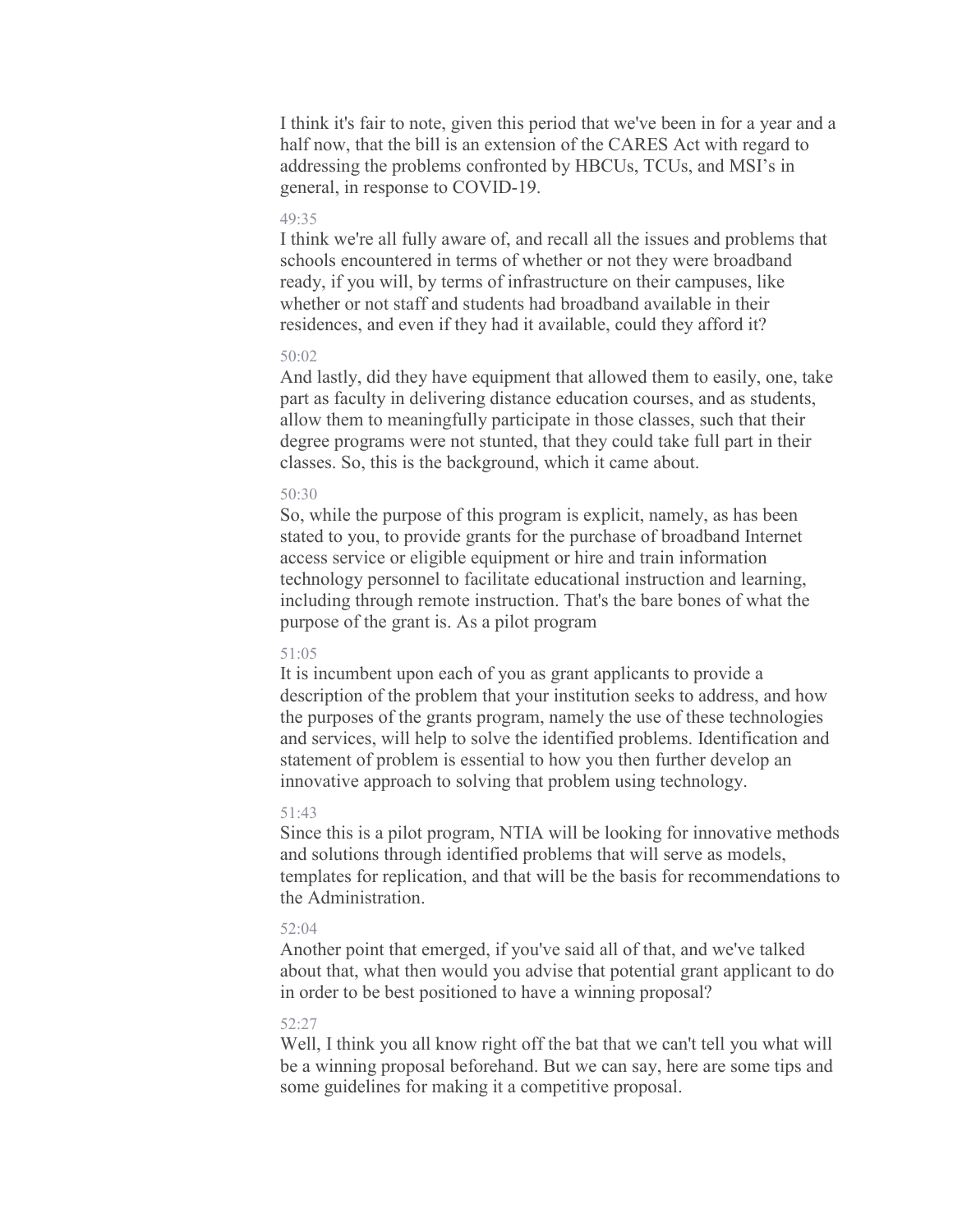I think it's fair to note, given this period that we've been in for a year and a half now, that the bill is an extension of the CARES Act with regard to addressing the problems confronted by HBCUs, TCUs, and MSI's in general, in response to COVID-19.

49:35

I think we're all fully aware of, and recall all the issues and problems that schools encountered in terms of whether or not they were broadband ready, if you will, by terms of infrastructure on their campuses, like whether or not staff and students had broadband available in their residences, and even if they had it available, could they afford it?

50:02

And lastly, did they have equipment that allowed them to easily, one, take part as faculty in delivering distance education courses, and as students, allow them to meaningfully participate in those classes, such that their degree programs were not stunted, that they could take full part in their classes. So, this is the background, which it came about.

50:30

So, while the purpose of this program is explicit, namely, as has been stated to you, to provide grants for the purchase of broadband Internet access service or eligible equipment or hire and train information technology personnel to facilitate educational instruction and learning, including through remote instruction. That's the bare bones of what the purpose of the grant is. As a pilot program

51:05

It is incumbent upon each of you as grant applicants to provide a description of the problem that your institution seeks to address, and how the purposes of the grants program, namely the use of these technologies and services, will help to solve the identified problems. Identification and statement of problem is essential to how you then further develop an innovative approach to solving that problem using technology.

51:43

Since this is a pilot program, NTIA will be looking for innovative methods and solutions through identified problems that will serve as models, templates for replication, and that will be the basis for recommendations to the Administration.

52:04

Another point that emerged, if you've said all of that, and we've talked about that, what then would you advise that potential grant applicant to do in order to be best positioned to have a winning proposal?

52:27

Well, I think you all know right off the bat that we can't tell you what will be a winning proposal beforehand. But we can say, here are some tips and some guidelines for making it a competitive proposal.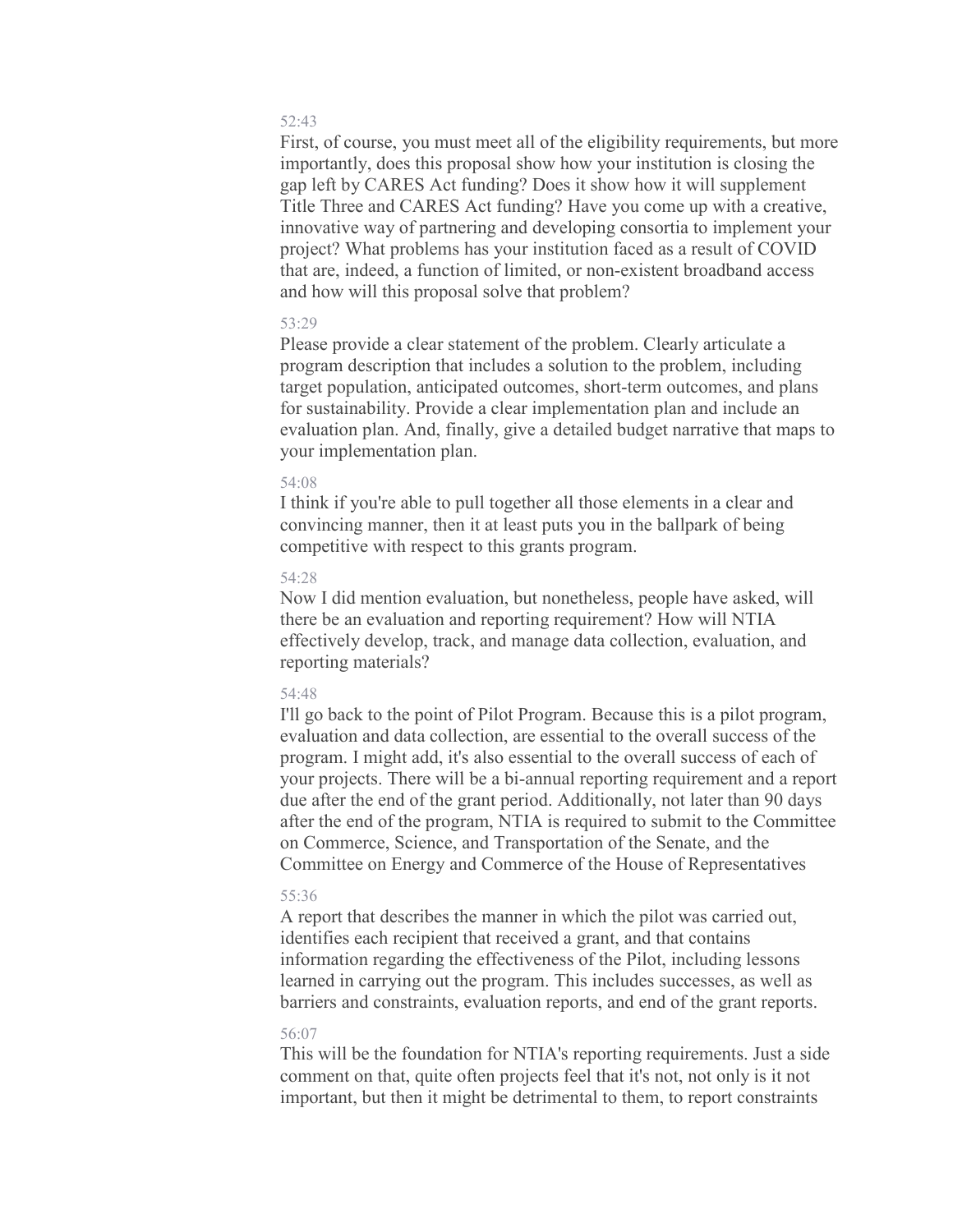52:43

First, of course, you must meet all of the eligibility requirements, but more importantly, does this proposal show how your institution is closing the gap left by CARES Act funding? Does it show how it will supplement Title Three and CARES Act funding? Have you come up with a creative, innovative way of partnering and developing consortia to implement your project? What problems has your institution faced as a result of COVID that are, indeed, a function of limited, or non-existent broadband access and how will this proposal solve that problem?

53:29

Please provide a clear statement of the problem. Clearly articulate a program description that includes a solution to the problem, including target population, anticipated outcomes, short-term outcomes, and plans for sustainability. Provide a clear implementation plan and include an evaluation plan. And, finally, give a detailed budget narrative that maps to your implementation plan.

54:08

I think if you're able to pull together all those elements in a clear and convincing manner, then it at least puts you in the ballpark of being competitive with respect to this grants program.

54:28

Now I did mention evaluation, but nonetheless, people have asked, will there be an evaluation and reporting requirement? How will NTIA effectively develop, track, and manage data collection, evaluation, and reporting materials?

54:48

I'll go back to the point of Pilot Program. Because this is a pilot program, evaluation and data collection, are essential to the overall success of the program. I might add, it's also essential to the overall success of each of your projects. There will be a bi-annual reporting requirement and a report due after the end of the grant period. Additionally, not later than 90 days after the end of the program, NTIA is required to submit to the Committee on Commerce, Science, and Transportation of the Senate, and the Committee on Energy and Commerce of the House of Representatives

55:36

A report that describes the manner in which the pilot was carried out, identifies each recipient that received a grant, and that contains information regarding the effectiveness of the Pilot, including lessons learned in carrying out the program. This includes successes, as well as barriers and constraints, evaluation reports, and end of the grant reports.

56:07

This will be the foundation for NTIA's reporting requirements. Just a side comment on that, quite often projects feel that it's not, not only is it not important, but then it might be detrimental to them, to report constraints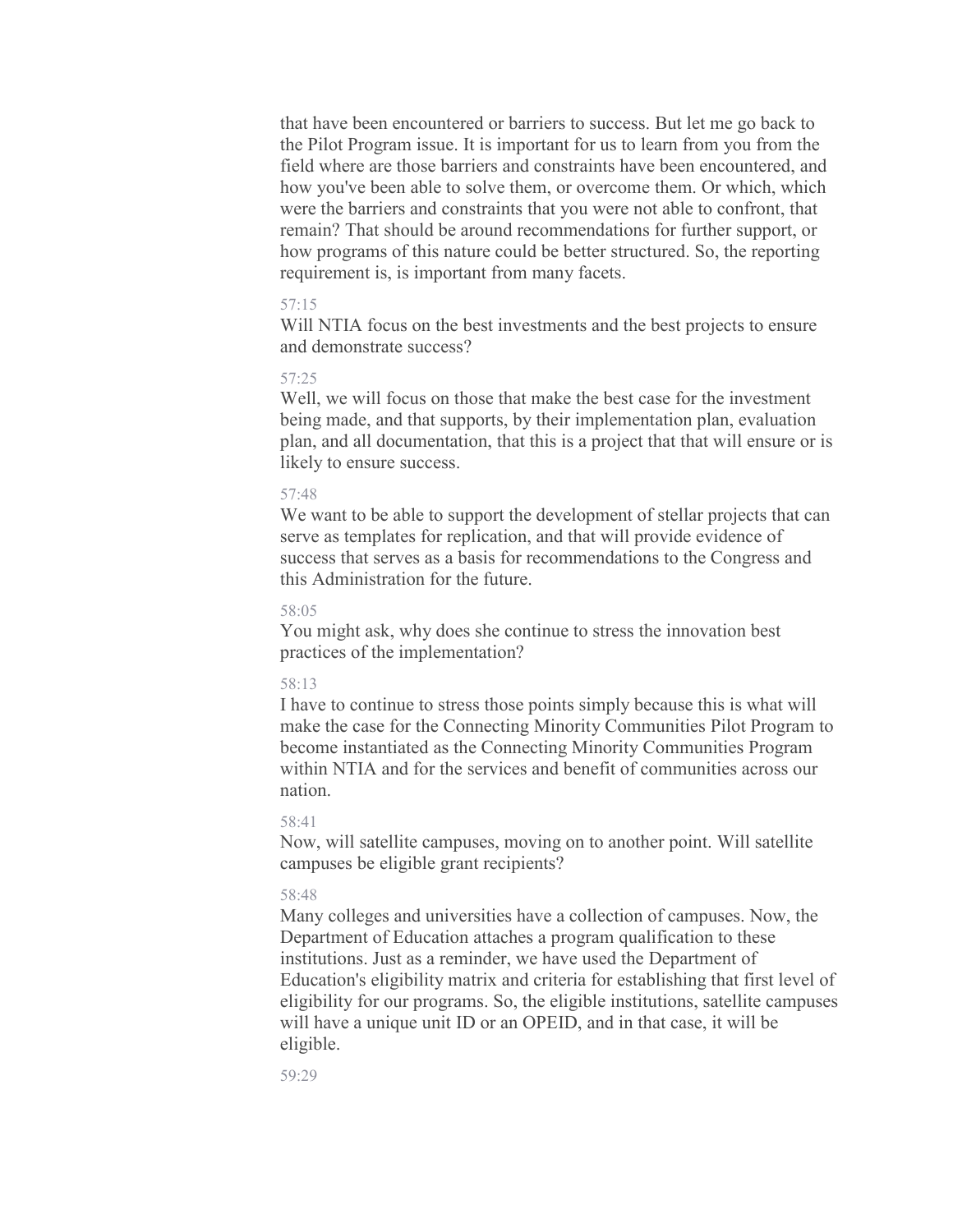that have been encountered or barriers to success. But let me go back to the Pilot Program issue. It is important for us to learn from you from the field where are those barriers and constraints have been encountered, and how you've been able to solve them, or overcome them. Or which, which were the barriers and constraints that you were not able to confront, that remain? That should be around recommendations for further support, or how programs of this nature could be better structured. So, the reporting requirement is, is important from many facets.

57:15

Will NTIA focus on the best investments and the best projects to ensure and demonstrate success?

57:25

Well, we will focus on those that make the best case for the investment being made, and that supports, by their implementation plan, evaluation plan, and all documentation, that this is a project that that will ensure or is likely to ensure success.

57:48

We want to be able to support the development of stellar projects that can serve as templates for replication, and that will provide evidence of success that serves as a basis for recommendations to the Congress and this Administration for the future.

58:05

You might ask, why does she continue to stress the innovation best practices of the implementation?

58:13

I have to continue to stress those points simply because this is what will make the case for the Connecting Minority Communities Pilot Program to become instantiated as the Connecting Minority Communities Program within NTIA and for the services and benefit of communities across our nation.

58:41

Now, will satellite campuses, moving on to another point. Will satellite campuses be eligible grant recipients?

58:48

Many colleges and universities have a collection of campuses. Now, the Department of Education attaches a program qualification to these institutions. Just as a reminder, we have used the Department of Education's eligibility matrix and criteria for establishing that first level of eligibility for our programs. So, the eligible institutions, satellite campuses will have a unique unit ID or an OPEID, and in that case, it will be eligible.

59:29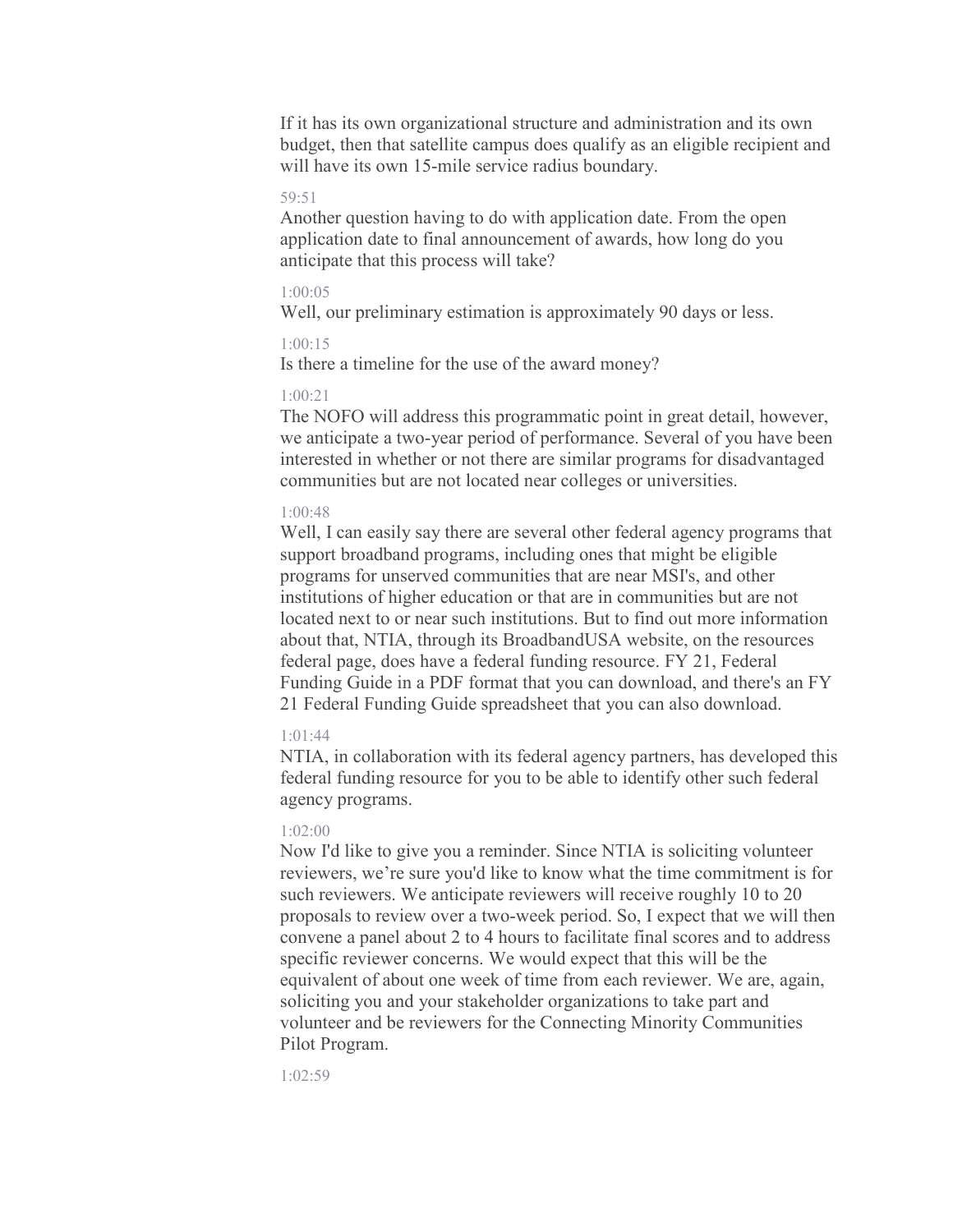If it has its own organizational structure and administration and its own budget, then that satellite campus does qualify as an eligible recipient and will have its own 15-mile service radius boundary.

59:51

Another question having to do with application date. From the open application date to final announcement of awards, how long do you anticipate that this process will take?

1:00:05

Well, our preliminary estimation is approximately 90 days or less.

1:00:15

Is there a timeline for the use of the award money?

1:00:21

The NOFO will address this programmatic point in great detail, however, we anticipate a two-year period of performance. Several of you have been interested in whether or not there are similar programs for disadvantaged communities but are not located near colleges or universities.

1:00:48

Well, I can easily say there are several other federal agency programs that support broadband programs, including ones that might be eligible programs for unserved communities that are near MSI's, and other institutions of higher education or that are in communities but are not located next to or near such institutions. But to find out more information about that, NTIA, through its BroadbandUSA website, on the resources federal page, does have a federal funding resource. FY 21, Federal Funding Guide in a PDF format that you can download, and there's an FY 21 Federal Funding Guide spreadsheet that you can also download.

1:01:44

NTIA, in collaboration with its federal agency partners, has developed this federal funding resource for you to be able to identify other such federal agency programs.

1:02:00

Now I'd like to give you a reminder. Since NTIA is soliciting volunteer reviewers, we're sure you'd like to know what the time commitment is for such reviewers. We anticipate reviewers will receive roughly 10 to 20 proposals to review over a two-week period. So, I expect that we will then convene a panel about 2 to 4 hours to facilitate final scores and to address specific reviewer concerns. We would expect that this will be the equivalent of about one week of time from each reviewer. We are, again, soliciting you and your stakeholder organizations to take part and volunteer and be reviewers for the Connecting Minority Communities Pilot Program.

1:02:59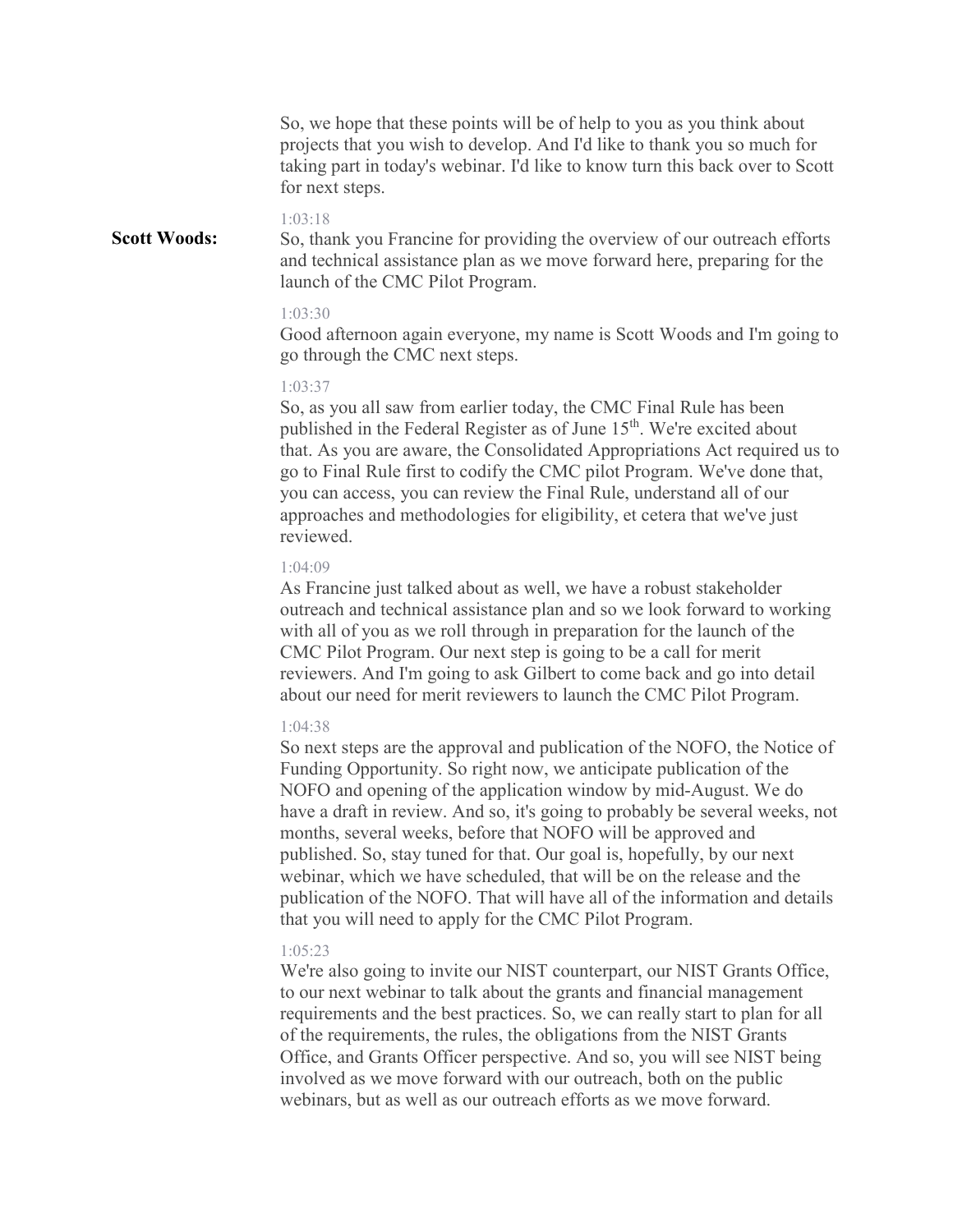So, we hope that these points will be of help to you as you think about projects that you wish to develop. And I'd like to thank you so much for taking part in today's webinar. I'd like to know turn this back over to Scott for next steps.

1:03:18

**Scott Woods:** So, thank you Francine for providing the overview of our outreach efforts and technical assistance plan as we move forward here, preparing for the launch of the CMC Pilot Program.

1:03:30

Good afternoon again everyone, my name is Scott Woods and I'm going to go through the CMC next steps.

1:03:37

So, as you all saw from earlier today, the CMC Final Rule has been published in the Federal Register as of June 15th. We're excited about that. As you are aware, the Consolidated Appropriations Act required us to go to Final Rule first to codify the CMC pilot Program. We've done that, you can access, you can review the Final Rule, understand all of our approaches and methodologies for eligibility, et cetera that we've just reviewed.

1:04:09

As Francine just talked about as well, we have a robust stakeholder outreach and technical assistance plan and so we look forward to working with all of you as we roll through in preparation for the launch of the CMC Pilot Program. Our next step is going to be a call for merit reviewers. And I'm going to ask Gilbert to come back and go into detail about our need for merit reviewers to launch the CMC Pilot Program.

1:04:38

So next steps are the approval and publication of the NOFO, the Notice of Funding Opportunity. So right now, we anticipate publication of the NOFO and opening of the application window by mid-August. We do have a draft in review. And so, it's going to probably be several weeks, not months, several weeks, before that NOFO will be approved and published. So, stay tuned for that. Our goal is, hopefully, by our next webinar, which we have scheduled, that will be on the release and the publication of the NOFO. That will have all of the information and details that you will need to apply for the CMC Pilot Program.

1:05:23

We're also going to invite our NIST counterpart, our NIST Grants Office, to our next webinar to talk about the grants and financial management requirements and the best practices. So, we can really start to plan for all of the requirements, the rules, the obligations from the NIST Grants Office, and Grants Officer perspective. And so, you will see NIST being involved as we move forward with our outreach, both on the public webinars, but as well as our outreach efforts as we move forward.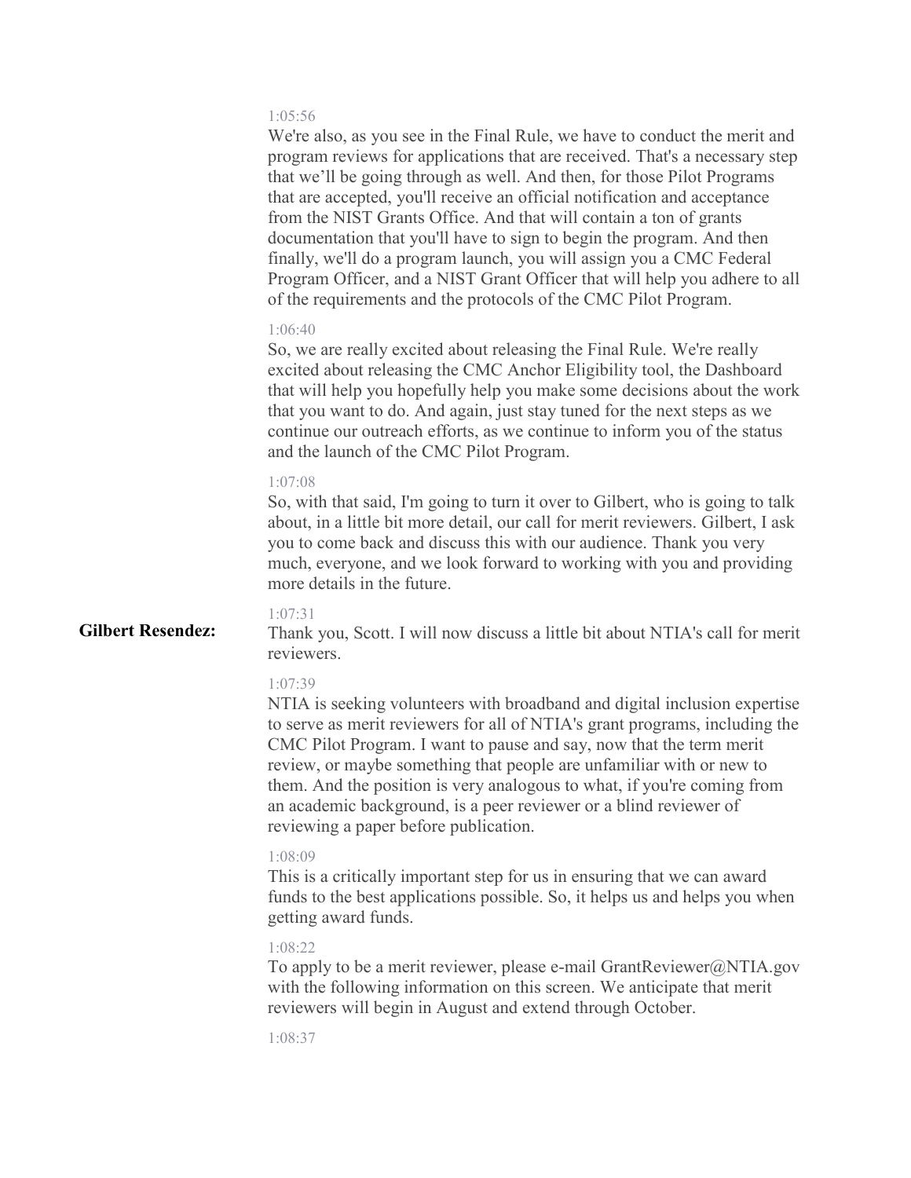1:05:56

We're also, as you see in the Final Rule, we have to conduct the merit and program reviews for applications that are received. That's a necessary step that we'll be going through as well. And then, for those Pilot Programs that are accepted, you'll receive an official notification and acceptance from the NIST Grants Office. And that will contain a ton of grants documentation that you'll have to sign to begin the program. And then finally, we'll do a program launch, you will assign you a CMC Federal Program Officer, and a NIST Grant Officer that will help you adhere to all of the requirements and the protocols of the CMC Pilot Program.

1:06:40

So, we are really excited about releasing the Final Rule. We're really excited about releasing the CMC Anchor Eligibility tool, the Dashboard that will help you hopefully help you make some decisions about the work that you want to do. And again, just stay tuned for the next steps as we continue our outreach efforts, as we continue to inform you of the status and the launch of the CMC Pilot Program.

1:07:08

So, with that said, I'm going to turn it over to Gilbert, who is going to talk about, in a little bit more detail, our call for merit reviewers. Gilbert, I ask you to come back and discuss this with our audience. Thank you very much, everyone, and we look forward to working with you and providing more details in the future.

**Gilbert Resendez:**

1:07:31

Thank you, Scott. I will now discuss a little bit about NTIA's call for merit reviewers.

1:07:39

NTIA is seeking volunteers with broadband and digital inclusion expertise to serve as merit reviewers for all of NTIA's grant programs, including the CMC Pilot Program. I want to pause and say, now that the term merit review, or maybe something that people are unfamiliar with or new to them. And the position is very analogous to what, if you're coming from an academic background, is a peer reviewer or a blind reviewer of reviewing a paper before publication.

1:08:09

This is a critically important step for us in ensuring that we can award funds to the best applications possible. So, it helps us and helps you when getting award funds.

1:08:22

To apply to be a merit reviewer, please e-mail GrantReviewer@NTIA.gov with the following information on this screen. We anticipate that merit reviewers will begin in August and extend through October.

1:08:37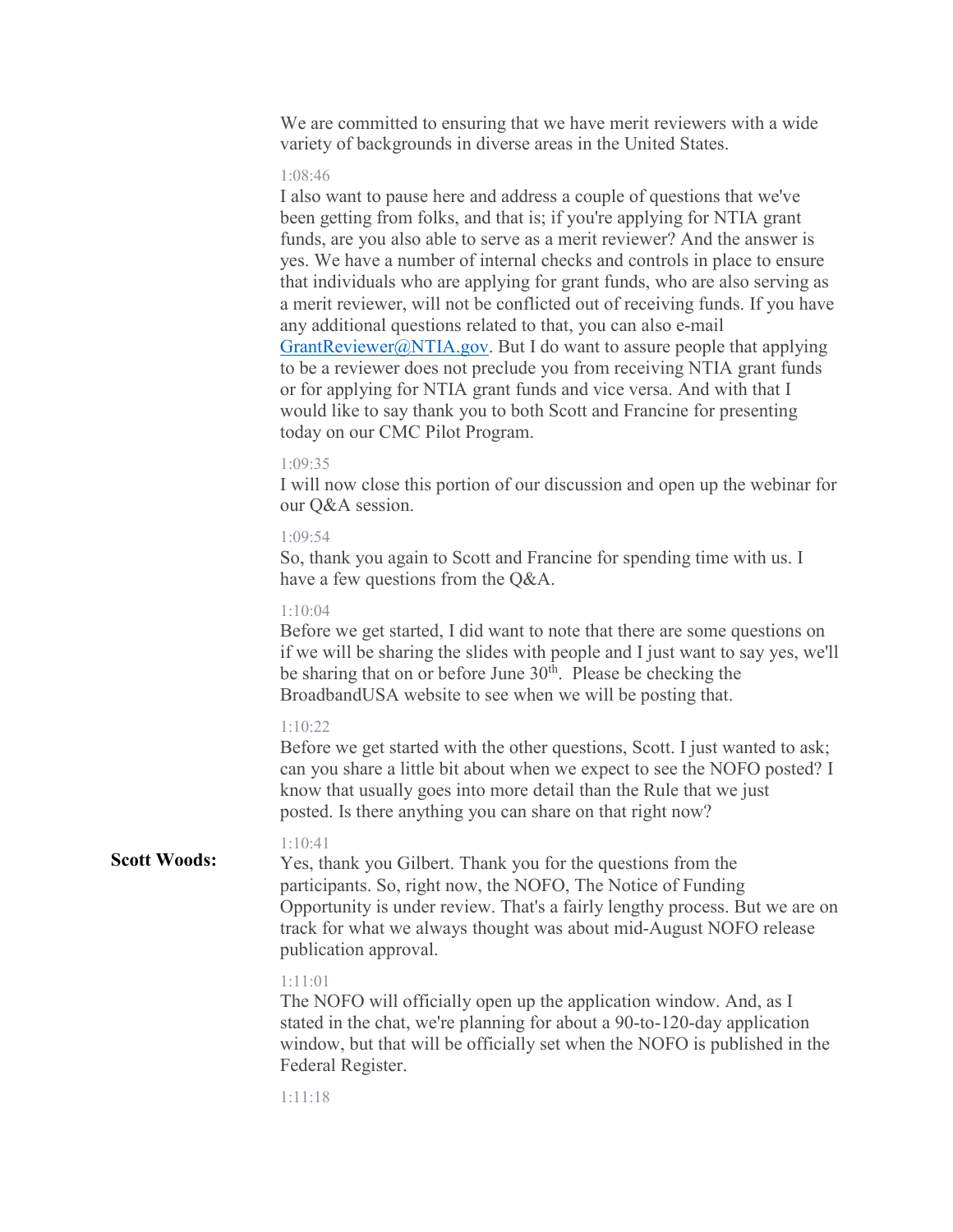We are committed to ensuring that we have merit reviewers with a wide variety of backgrounds in diverse areas in the United States.

1:08:46

I also want to pause here and address a couple of questions that we've been getting from folks, and that is; if you're applying for NTIA grant funds, are you also able to serve as a merit reviewer? And the answer is yes. We have a number of internal checks and controls in place to ensure that individuals who are applying for grant funds, who are also serving as a merit reviewer, will not be conflicted out of receiving funds. If you have any additional questions related to that, you can also e-mail GrantReviewer@NTIA.gov. But I do want to assure people that applying to be a reviewer does not preclude you from receiving NTIA grant funds or for applying for NTIA grant funds and vice versa. And with that I would like to say thank you to both Scott and Francine for presenting today on our CMC Pilot Program.

1:09:35

I will now close this portion of our discussion and open up the webinar for our Q&A session.

1:09:54

So, thank you again to Scott and Francine for spending time with us. I have a few questions from the Q&A.

1:10:04

Before we get started, I did want to note that there are some questions on if we will be sharing the slides with people and I just want to say yes, we'll be sharing that on or before June 30th. Please be checking the BroadbandUSA website to see when we will be posting that.

1:10:22

Before we get started with the other questions, Scott. I just wanted to ask; can you share a little bit about when we expect to see the NOFO posted? I know that usually goes into more detail than the Rule that we just posted. Is there anything you can share on that right now?

**Scott Woods:**

1:10:41

Yes, thank you Gilbert. Thank you for the questions from the participants. So, right now, the NOFO, The Notice of Funding Opportunity is under review. That's a fairly lengthy process. But we are on track for what we always thought was about mid-August NOFO release publication approval.

1:11:01

The NOFO will officially open up the application window. And, as I stated in the chat, we're planning for about a 90-to-120-day application window, but that will be officially set when the NOFO is published in the Federal Register.

1:11:18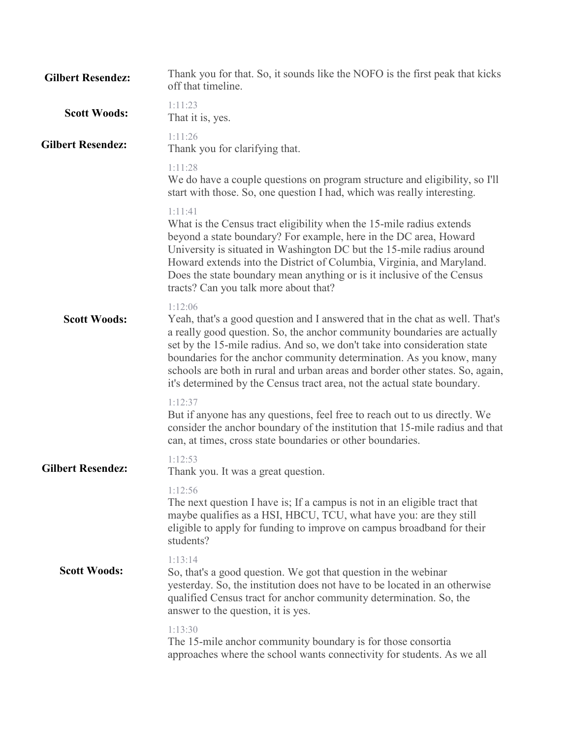**Gilbert Resendez:** Thank you for that. So, it sounds like the NOFO is the first peak that kicks off that timeline.

1:11:23

**Scott Woods:** That it is, yes.

1:11:26

**Gilbert Resendez:** Thank you for clarifying that.

1:11:28

We do have a couple questions on program structure and eligibility, so I'll start with those. So, one question I had, which was really interesting.

1:11:41

What is the Census tract eligibility when the 15-mile radius extends beyond a state boundary? For example, here in the DC area, Howard University is situated in Washington DC but the 15-mile radius around Howard extends into the District of Columbia, Virginia, and Maryland. Does the state boundary mean anything or is it inclusive of the Census tracts? Can you talk more about that?

1:12:06

**Scott Woods:** Yeah, that's a good question and I answered that in the chat as well. That's a really good question. So, the anchor community boundaries are actually set by the 15-mile radius. And so, we don't take into consideration state boundaries for the anchor community determination. As you know, many schools are both in rural and urban areas and border other states. So, again, it's determined by the Census tract area, not the actual state boundary.

1:12:37

But if anyone has any questions, feel free to reach out to us directly. We consider the anchor boundary of the institution that 15-mile radius and that can, at times, cross state boundaries or other boundaries.

1:12:53

**Gilbert Resendez:** Thank you. It was a great question.

1:12:56

The next question I have is; If a campus is not in an eligible tract that maybe qualifies as a HSI, HBCU, TCU, what have you: are they still eligible to apply for funding to improve on campus broadband for their students?

1:13:14

**Scott Woods:** So, that's a good question. We got that question in the webinar yesterday. So, the institution does not have to be located in an otherwise qualified Census tract for anchor community determination. So, the answer to the question, it is yes.

1:13:30

The 15-mile anchor community boundary is for those consortia approaches where the school wants connectivity for students. As we all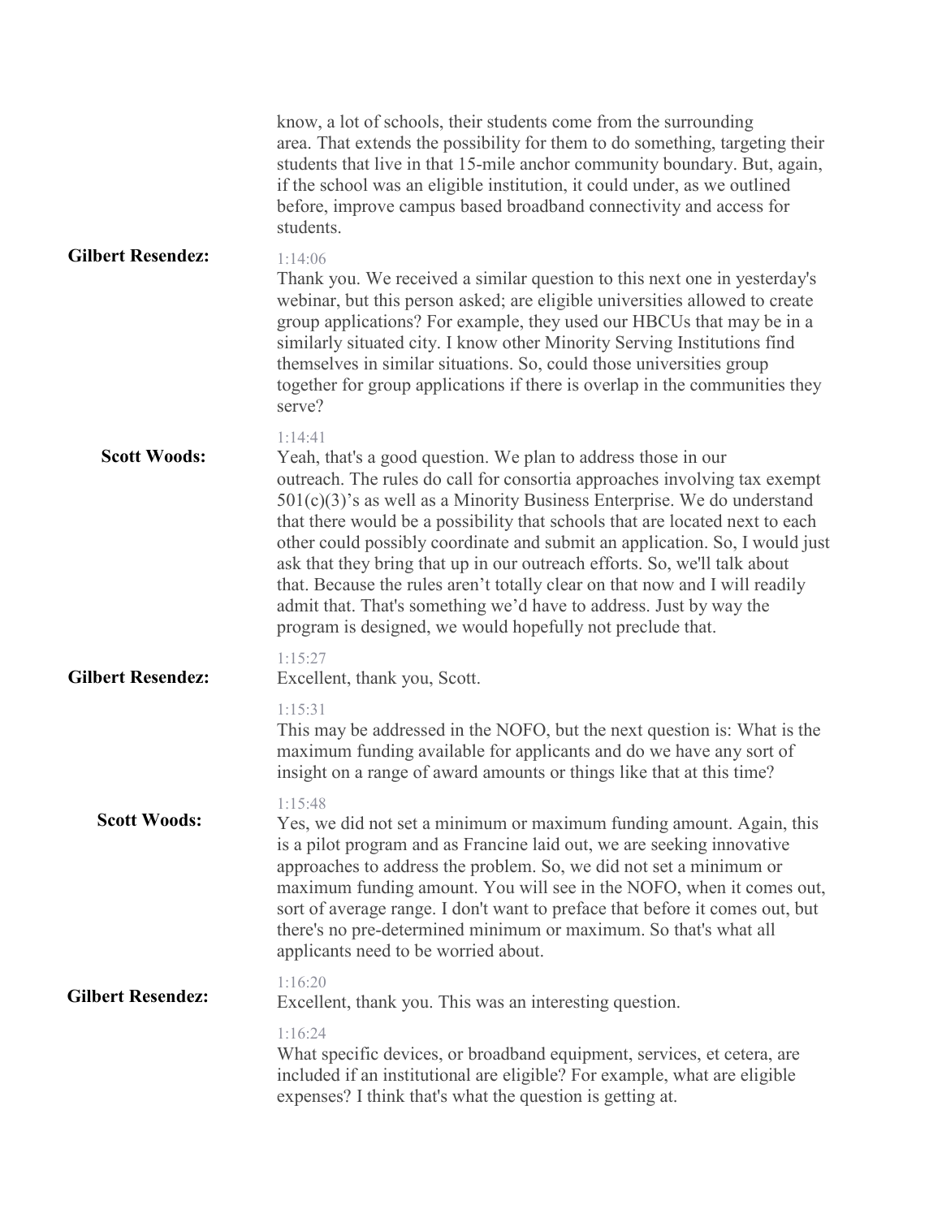know, a lot of schools, their students come from the surrounding area. That extends the possibility for them to do something, targeting their students that live in that 15-mile anchor community boundary. But, again, if the school was an eligible institution, it could under, as we outlined before, improve campus based broadband connectivity and access for students.

**Gilbert Resendez:**

1:14:06
Thank you. We received a similar question to this next one in yesterday's webinar, but this person asked; are eligible universities allowed to create group applications? For example, they used our HBCUs that may be in a similarly situated city. I know other Minority Serving Institutions find themselves in similar situations. So, could those universities group together for group applications if there is overlap in the communities they serve?

**Scott Woods:**

1:14:41
Yeah, that's a good question. We plan to address those in our outreach. The rules do call for consortia approaches involving tax exempt 501(c)(3)'s as well as a Minority Business Enterprise. We do understand that there would be a possibility that schools that are located next to each other could possibly coordinate and submit an application. So, I would just ask that they bring that up in our outreach efforts. So, we'll talk about that. Because the rules aren't totally clear on that now and I will readily admit that. That's something we'd have to address. Just by way the program is designed, we would hopefully not preclude that.

**Gilbert Resendez:**

1:15:27
Excellent, thank you, Scott.

1:15:31
This may be addressed in the NOFO, but the next question is: What is the maximum funding available for applicants and do we have any sort of insight on a range of award amounts or things like that at this time?

**Scott Woods:**

1:15:48
Yes, we did not set a minimum or maximum funding amount. Again, this is a pilot program and as Francine laid out, we are seeking innovative approaches to address the problem. So, we did not set a minimum or maximum funding amount. You will see in the NOFO, when it comes out, sort of average range. I don't want to preface that before it comes out, but there's no pre-determined minimum or maximum. So that's what all applicants need to be worried about.

**Gilbert Resendez:**

1:16:20
Excellent, thank you. This was an interesting question.

1:16:24
What specific devices, or broadband equipment, services, et cetera, are included if an institutional are eligible? For example, what are eligible expenses? I think that's what the question is getting at.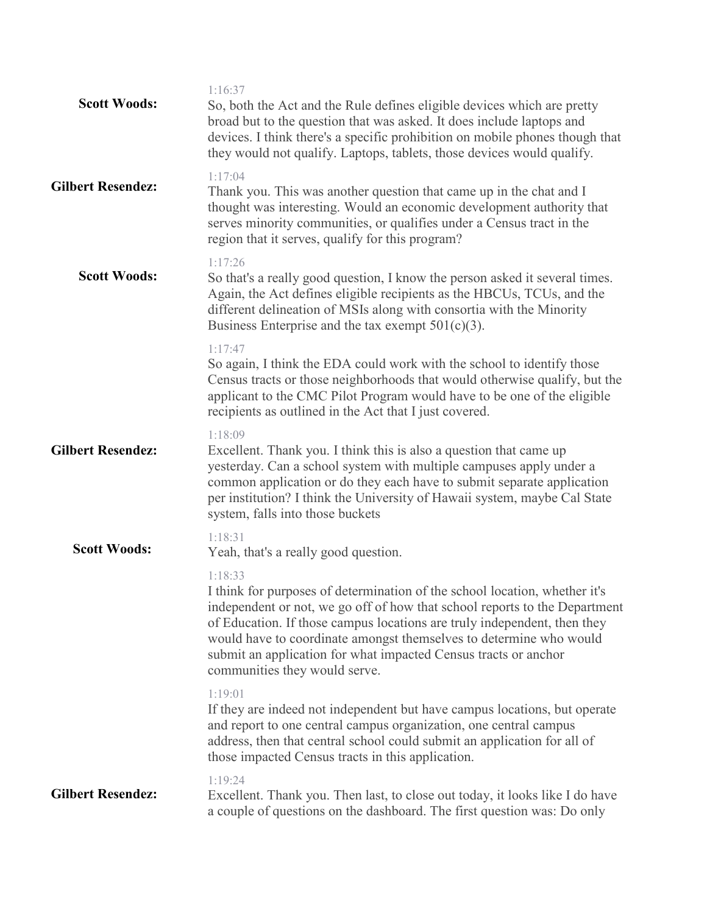**Scott Woods:**

1:16:37
So, both the Act and the Rule defines eligible devices which are pretty broad but to the question that was asked. It does include laptops and devices. I think there's a specific prohibition on mobile phones though that they would not qualify. Laptops, tablets, those devices would qualify.

**Gilbert Resendez:**

1:17:04
Thank you. This was another question that came up in the chat and I thought was interesting. Would an economic development authority that serves minority communities, or qualifies under a Census tract in the region that it serves, qualify for this program?

**Scott Woods:**

1:17:26
So that's a really good question, I know the person asked it several times. Again, the Act defines eligible recipients as the HBCUs, TCUs, and the different delineation of MSIs along with consortia with the Minority Business Enterprise and the tax exempt 501(c)(3).

1:17:47
So again, I think the EDA could work with the school to identify those Census tracts or those neighborhoods that would otherwise qualify, but the applicant to the CMC Pilot Program would have to be one of the eligible recipients as outlined in the Act that I just covered.

**Gilbert Resendez:**

1:18:09
Excellent. Thank you. I think this is also a question that came up yesterday. Can a school system with multiple campuses apply under a common application or do they each have to submit separate application per institution? I think the University of Hawaii system, maybe Cal State system, falls into those buckets

**Scott Woods:**

1:18:31
Yeah, that's a really good question.

1:18:33
I think for purposes of determination of the school location, whether it's independent or not, we go off of how that school reports to the Department of Education. If those campus locations are truly independent, then they would have to coordinate amongst themselves to determine who would submit an application for what impacted Census tracts or anchor communities they would serve.

1:19:01
If they are indeed not independent but have campus locations, but operate and report to one central campus organization, one central campus address, then that central school could submit an application for all of those impacted Census tracts in this application.

**Gilbert Resendez:**

1:19:24
Excellent. Thank you. Then last, to close out today, it looks like I do have a couple of questions on the dashboard. The first question was: Do only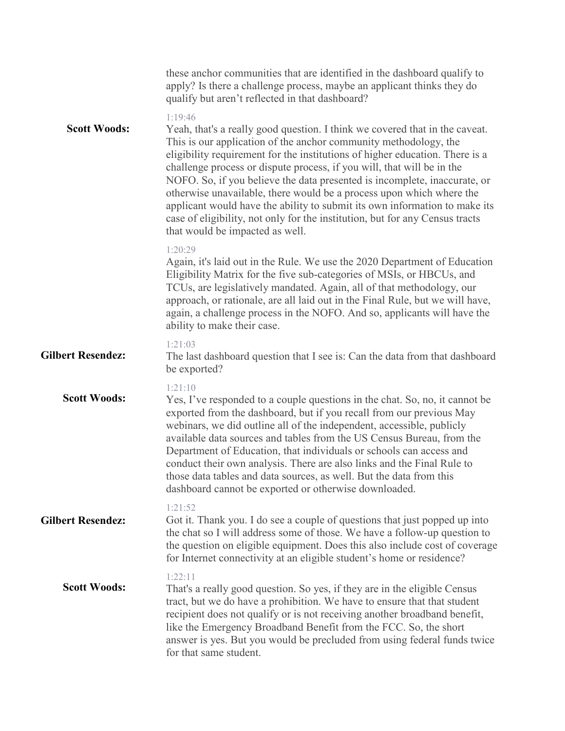these anchor communities that are identified in the dashboard qualify to apply? Is there a challenge process, maybe an applicant thinks they do qualify but aren't reflected in that dashboard?

1:19:46

**Scott Woods:** Yeah, that's a really good question. I think we covered that in the caveat. This is our application of the anchor community methodology, the eligibility requirement for the institutions of higher education. There is a challenge process or dispute process, if you will, that will be in the NOFO. So, if you believe the data presented is incomplete, inaccurate, or otherwise unavailable, there would be a process upon which where the applicant would have the ability to submit its own information to make its case of eligibility, not only for the institution, but for any Census tracts that would be impacted as well.

1:20:29

Again, it's laid out in the Rule. We use the 2020 Department of Education Eligibility Matrix for the five sub-categories of MSIs, or HBCUs, and TCUs, are legislatively mandated. Again, all of that methodology, our approach, or rationale, are all laid out in the Final Rule, but we will have, again, a challenge process in the NOFO. And so, applicants will have the ability to make their case.

1:21:03

**Gilbert Resendez:** The last dashboard question that I see is: Can the data from that dashboard be exported?

1:21:10

**Scott Woods:** Yes, I've responded to a couple questions in the chat. So, no, it cannot be exported from the dashboard, but if you recall from our previous May webinars, we did outline all of the independent, accessible, publicly available data sources and tables from the US Census Bureau, from the Department of Education, that individuals or schools can access and conduct their own analysis. There are also links and the Final Rule to those data tables and data sources, as well. But the data from this dashboard cannot be exported or otherwise downloaded.

1:21:52

**Gilbert Resendez:** Got it. Thank you. I do see a couple of questions that just popped up into the chat so I will address some of those. We have a follow-up question to the question on eligible equipment. Does this also include cost of coverage for Internet connectivity at an eligible student's home or residence?

1:22:11

**Scott Woods:** That's a really good question. So yes, if they are in the eligible Census tract, but we do have a prohibition. We have to ensure that that student recipient does not qualify or is not receiving another broadband benefit, like the Emergency Broadband Benefit from the FCC. So, the short answer is yes. But you would be precluded from using federal funds twice for that same student.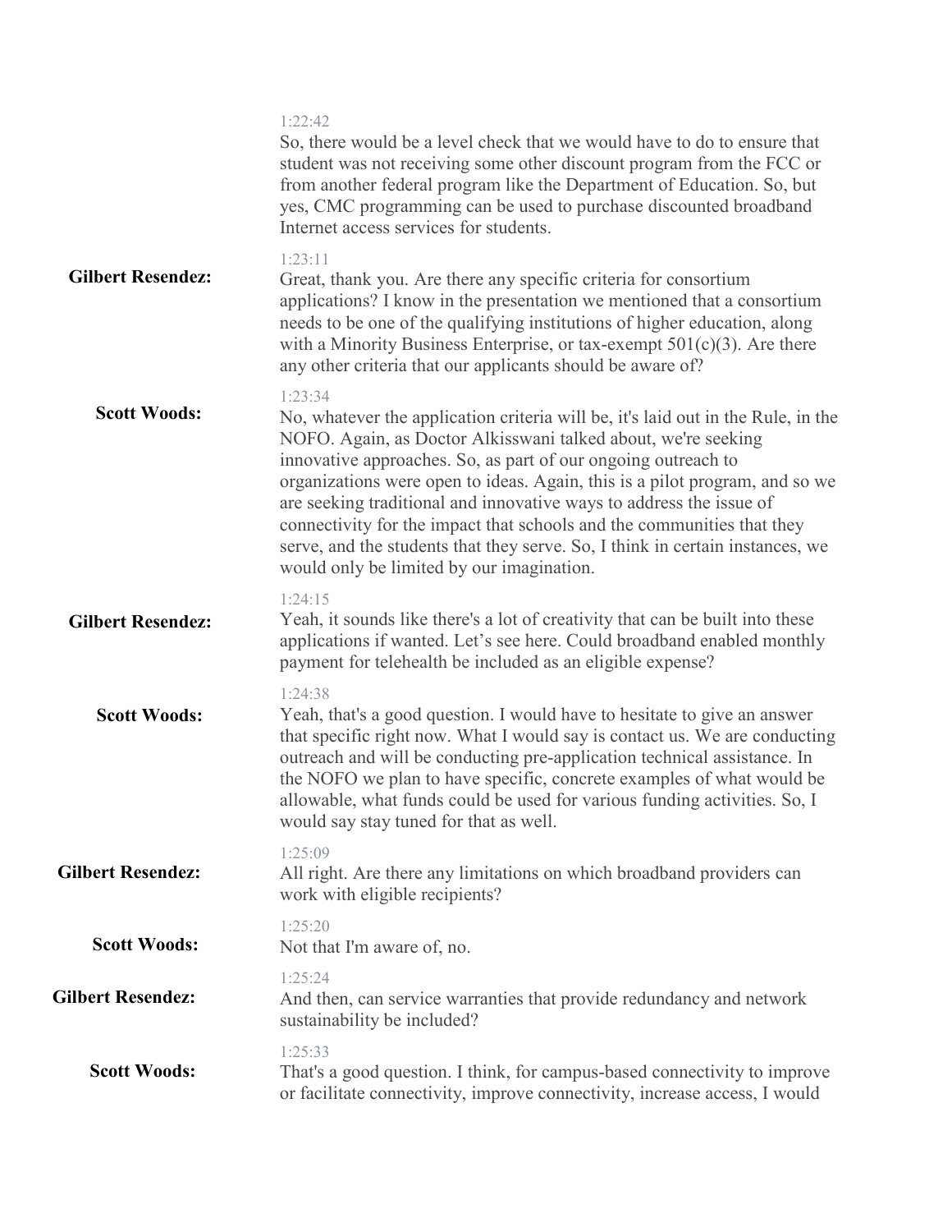1:22:42
So, there would be a level check that we would have to do to ensure that student was not receiving some other discount program from the FCC or from another federal program like the Department of Education. So, but yes, CMC programming can be used to purchase discounted broadband Internet access services for students.

**Gilbert Resendez:**

1:23:11
Great, thank you. Are there any specific criteria for consortium applications? I know in the presentation we mentioned that a consortium needs to be one of the qualifying institutions of higher education, along with a Minority Business Enterprise, or tax-exempt 501(c)(3). Are there any other criteria that our applicants should be aware of?

**Scott Woods:**

1:23:34
No, whatever the application criteria will be, it's laid out in the Rule, in the NOFO. Again, as Doctor Alkisswani talked about, we're seeking innovative approaches. So, as part of our ongoing outreach to organizations were open to ideas. Again, this is a pilot program, and so we are seeking traditional and innovative ways to address the issue of connectivity for the impact that schools and the communities that they serve, and the students that they serve. So, I think in certain instances, we would only be limited by our imagination.

**Gilbert Resendez:**

1:24:15
Yeah, it sounds like there's a lot of creativity that can be built into these applications if wanted. Let's see here. Could broadband enabled monthly payment for telehealth be included as an eligible expense?

**Scott Woods:**

1:24:38
Yeah, that's a good question. I would have to hesitate to give an answer that specific right now. What I would say is contact us. We are conducting outreach and will be conducting pre-application technical assistance. In the NOFO we plan to have specific, concrete examples of what would be allowable, what funds could be used for various funding activities. So, I would say stay tuned for that as well.

**Gilbert Resendez:**

1:25:09
All right. Are there any limitations on which broadband providers can work with eligible recipients?

**Scott Woods:**

1:25:20
Not that I'm aware of, no.

**Gilbert Resendez:**

1:25:24
And then, can service warranties that provide redundancy and network sustainability be included?

**Scott Woods:**

1:25:33
That's a good question. I think, for campus-based connectivity to improve or facilitate connectivity, improve connectivity, increase access, I would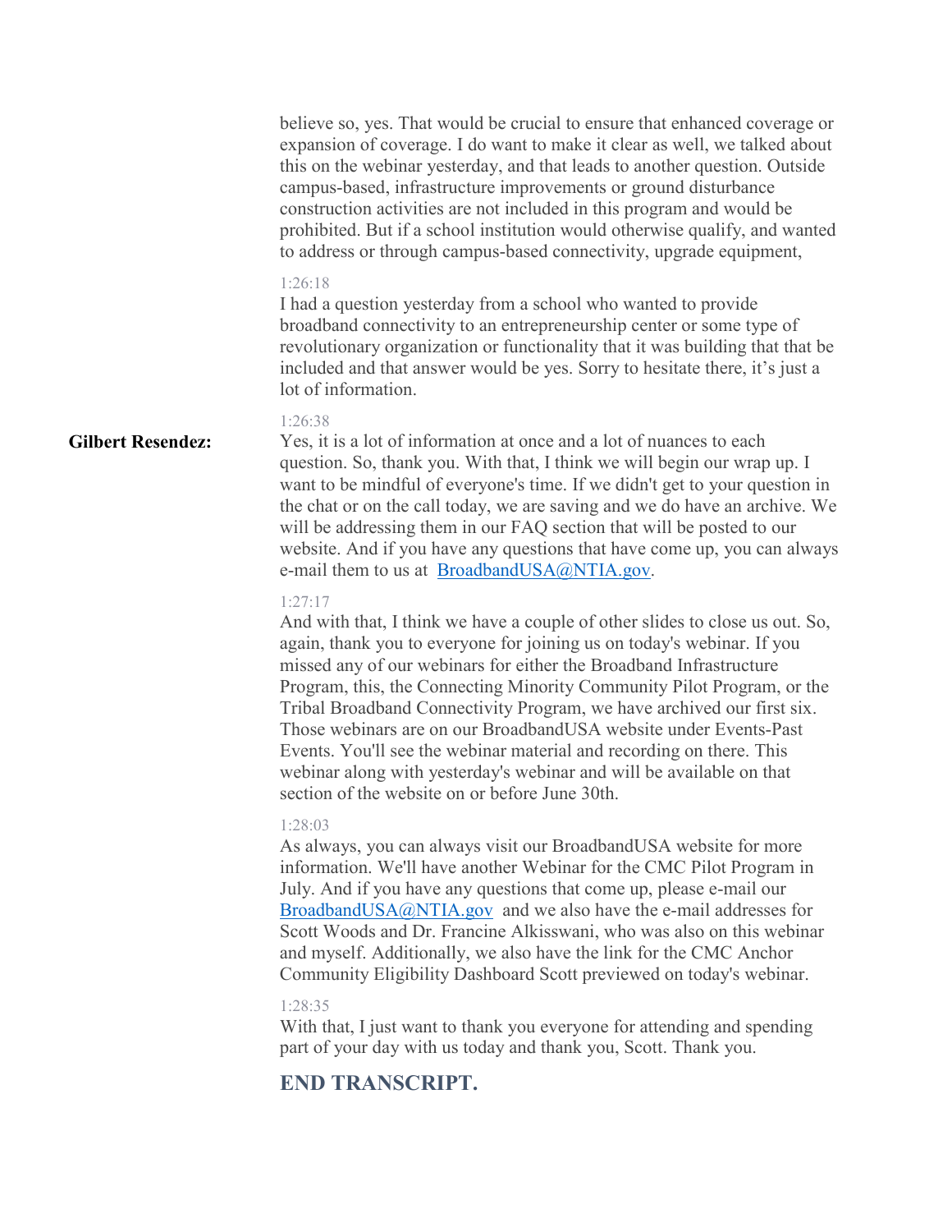believe so, yes. That would be crucial to ensure that enhanced coverage or expansion of coverage. I do want to make it clear as well, we talked about this on the webinar yesterday, and that leads to another question. Outside campus-based, infrastructure improvements or ground disturbance construction activities are not included in this program and would be prohibited. But if a school institution would otherwise qualify, and wanted to address or through campus-based connectivity, upgrade equipment,

1:26:18
I had a question yesterday from a school who wanted to provide broadband connectivity to an entrepreneurship center or some type of revolutionary organization or functionality that it was building that that be included and that answer would be yes. Sorry to hesitate there, it's just a lot of information.

1:26:38
**Gilbert Resendez:** Yes, it is a lot of information at once and a lot of nuances to each question. So, thank you. With that, I think we will begin our wrap up. I want to be mindful of everyone's time. If we didn't get to your question in the chat or on the call today, we are saving and we do have an archive. We will be addressing them in our FAQ section that will be posted to our website. And if you have any questions that have come up, you can always e-mail them to us at BroadbandUSA@NTIA.gov.

1:27:17
And with that, I think we have a couple of other slides to close us out. So, again, thank you to everyone for joining us on today's webinar. If you missed any of our webinars for either the Broadband Infrastructure Program, this, the Connecting Minority Community Pilot Program, or the Tribal Broadband Connectivity Program, we have archived our first six. Those webinars are on our BroadbandUSA website under Events-Past Events. You'll see the webinar material and recording on there. This webinar along with yesterday's webinar and will be available on that section of the website on or before June 30th.

1:28:03
As always, you can always visit our BroadbandUSA website for more information. We'll have another Webinar for the CMC Pilot Program in July. And if you have any questions that come up, please e-mail our BroadbandUSA@NTIA.gov and we also have the e-mail addresses for Scott Woods and Dr. Francine Alkisswani, who was also on this webinar and myself. Additionally, we also have the link for the CMC Anchor Community Eligibility Dashboard Scott previewed on today's webinar.

1:28:35
With that, I just want to thank you everyone for attending and spending part of your day with us today and thank you, Scott. Thank you.

## END TRANSCRIPT.